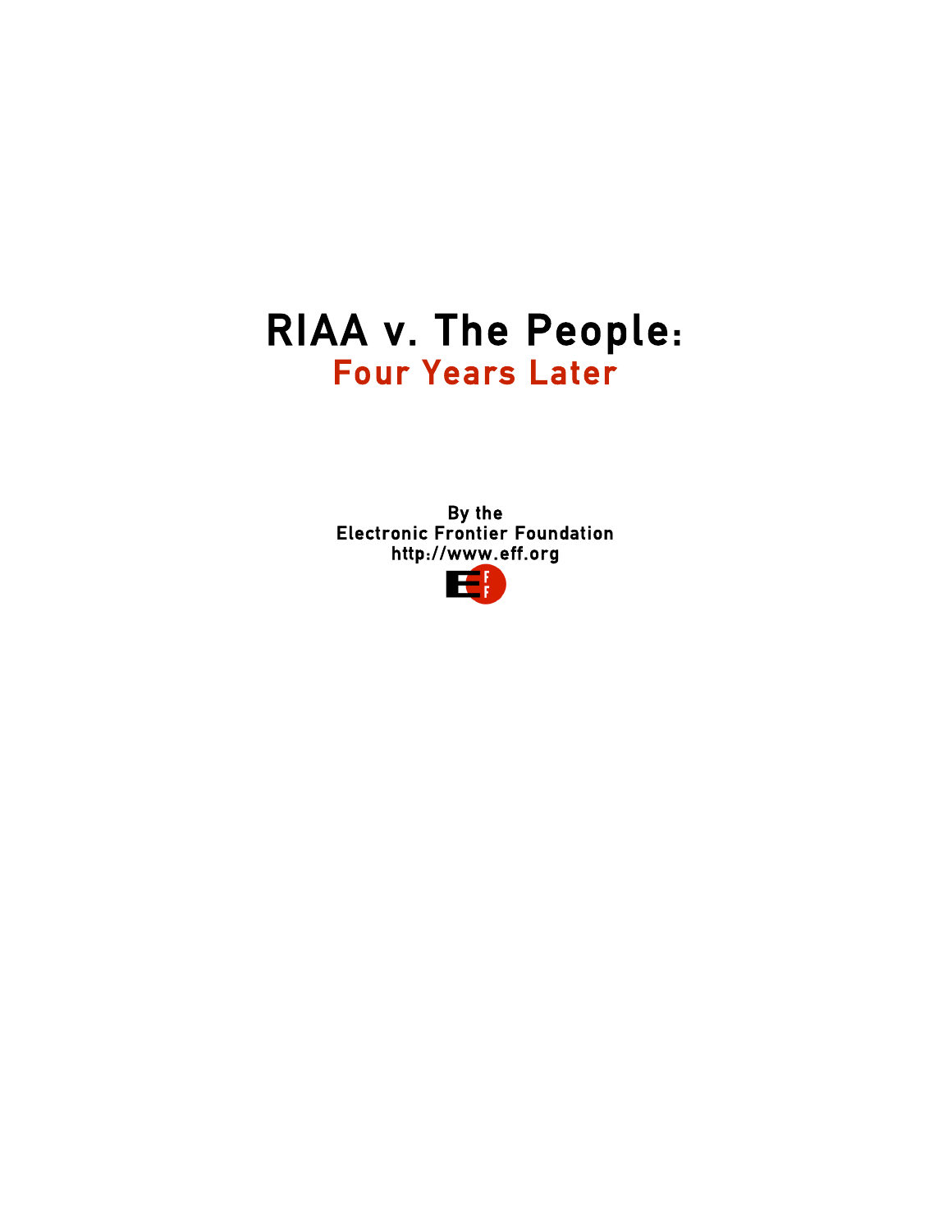# RIAA v. The People:

## Four Years Later

By the
Electronic Frontier Foundation
http://www.eff.org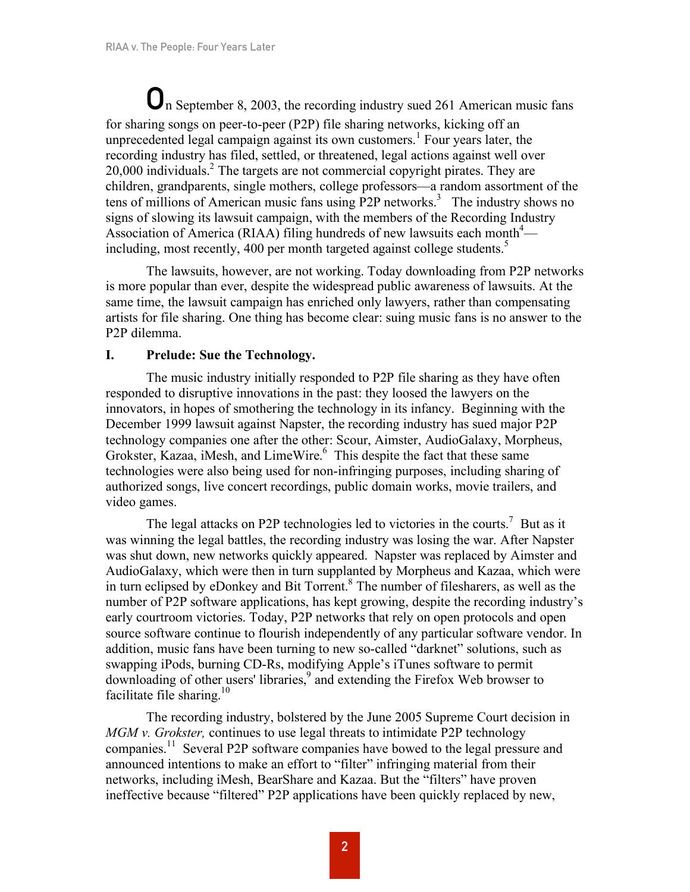On September 8, 2003, the recording industry sued 261 American music fans for sharing songs on peer-to-peer (P2P) file sharing networks, kicking off an unprecedented legal campaign against its own customers.[1] Four years later, the recording industry has filed, settled, or threatened, legal actions against well over 20,000 individuals.[2] The targets are not commercial copyright pirates. They are children, grandparents, single mothers, college professors—a random assortment of the tens of millions of American music fans using P2P networks.[3] The industry shows no signs of slowing its lawsuit campaign, with the members of the Recording Industry Association of America (RIAA) filing hundreds of new lawsuits each month[4]—including, most recently, 400 per month targeted against college students.[5]

The lawsuits, however, are not working. Today downloading from P2P networks is more popular than ever, despite the widespread public awareness of lawsuits. At the same time, the lawsuit campaign has enriched only lawyers, rather than compensating artists for file sharing. One thing has become clear: suing music fans is no answer to the P2P dilemma.

## I. Prelude: Sue the Technology.

The music industry initially responded to P2P file sharing as they have often responded to disruptive innovations in the past: they loosed the lawyers on the innovators, in hopes of smothering the technology in its infancy. Beginning with the December 1999 lawsuit against Napster, the recording industry has sued major P2P technology companies one after the other: Scour, Aimster, AudioGalaxy, Morpheus, Grokster, Kazaa, iMesh, and LimeWire.[6] This despite the fact that these same technologies were also being used for non-infringing purposes, including sharing of authorized songs, live concert recordings, public domain works, movie trailers, and video games.

The legal attacks on P2P technologies led to victories in the courts.[7] But as it was winning the legal battles, the recording industry was losing the war. After Napster was shut down, new networks quickly appeared. Napster was replaced by Aimster and AudioGalaxy, which were then in turn supplanted by Morpheus and Kazaa, which were in turn eclipsed by eDonkey and Bit Torrent.[8] The number of filesharers, as well as the number of P2P software applications, has kept growing, despite the recording industry's early courtroom victories. Today, P2P networks that rely on open protocols and open source software continue to flourish independently of any particular software vendor. In addition, music fans have been turning to new so-called "darknet" solutions, such as swapping iPods, burning CD-Rs, modifying Apple's iTunes software to permit downloading of other users' libraries,[9] and extending the Firefox Web browser to facilitate file sharing.[10]

The recording industry, bolstered by the June 2005 Supreme Court decision in *MGM v. Grokster,* continues to use legal threats to intimidate P2P technology companies.[11] Several P2P software companies have bowed to the legal pressure and announced intentions to make an effort to "filter" infringing material from their networks, including iMesh, BearShare and Kazaa. But the "filters" have proven ineffective because "filtered" P2P applications have been quickly replaced by new,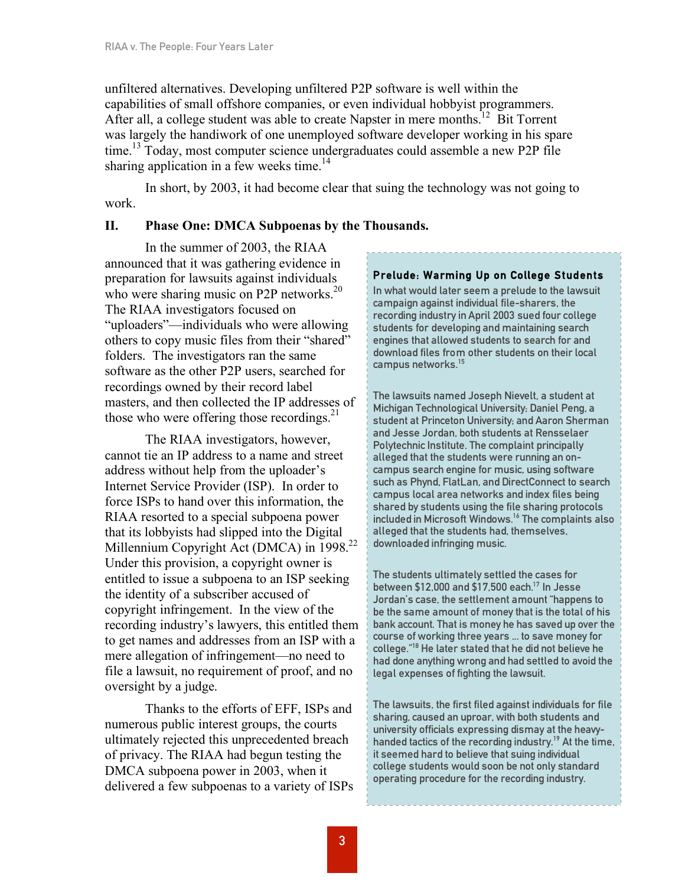unfiltered alternatives. Developing unfiltered P2P software is well within the capabilities of small offshore companies, or even individual hobbyist programmers. After all, a college student was able to create Napster in mere months.[12] Bit Torrent was largely the handiwork of one unemployed software developer working in his spare time.[13] Today, most computer science undergraduates could assemble a new P2P file sharing application in a few weeks time.[14]

In short, by 2003, it had become clear that suing the technology was not going to work.

## II. Phase One: DMCA Subpoenas by the Thousands.

In the summer of 2003, the RIAA announced that it was gathering evidence in preparation for lawsuits against individuals who were sharing music on P2P networks.[20] The RIAA investigators focused on "uploaders"—individuals who were allowing others to copy music files from their "shared" folders. The investigators ran the same software as the other P2P users, searched for recordings owned by their record label masters, and then collected the IP addresses of those who were offering those recordings.[21]

The RIAA investigators, however, cannot tie an IP address to a name and street address without help from the uploader's Internet Service Provider (ISP). In order to force ISPs to hand over this information, the RIAA resorted to a special subpoena power that its lobbyists had slipped into the Digital Millennium Copyright Act (DMCA) in 1998.[22] Under this provision, a copyright owner is entitled to issue a subpoena to an ISP seeking the identity of a subscriber accused of copyright infringement. In the view of the recording industry's lawyers, this entitled them to get names and addresses from an ISP with a mere allegation of infringement—no need to file a lawsuit, no requirement of proof, and no oversight by a judge.

Thanks to the efforts of EFF, ISPs and numerous public interest groups, the courts ultimately rejected this unprecedented breach of privacy. The RIAA had begun testing the DMCA subpoena power in 2003, when it delivered a few subpoenas to a variety of ISPs

> **Prelude: Warming Up on College Students**
>
> In what would later seem a prelude to the lawsuit campaign against individual file-sharers, the recording industry in April 2003 sued four college students for developing and maintaining search engines that allowed students to search for and download files from other students on their local campus networks.[15]
>
> The lawsuits named Joseph Nievelt, a student at Michigan Technological University; Daniel Peng, a student at Princeton University; and Aaron Sherman and Jesse Jordan, both students at Rensselaer Polytechnic Institute. The complaint principally alleged that the students were running an on-campus search engine for music, using software such as Phynd, FlatLan, and DirectConnect to search campus local area networks and index files being shared by students using the file sharing protocols included in Microsoft Windows.[16] The complaints also alleged that the students had, themselves, downloaded infringing music.
>
> The students ultimately settled the cases for between $12,000 and $17,500 each.[17] In Jesse Jordan's case, the settlement amount "happens to be the same amount of money that is the total of his bank account. That is money he has saved up over the course of working three years ... to save money for college."[18] He later stated that he did not believe he had done anything wrong and had settled to avoid the legal expenses of fighting the lawsuit.
>
> The lawsuits, the first filed against individuals for file sharing, caused an uproar, with both students and university officials expressing dismay at the heavy-handed tactics of the recording industry.[19] At the time, it seemed hard to believe that suing individual college students would soon be not only standard operating procedure for the recording industry.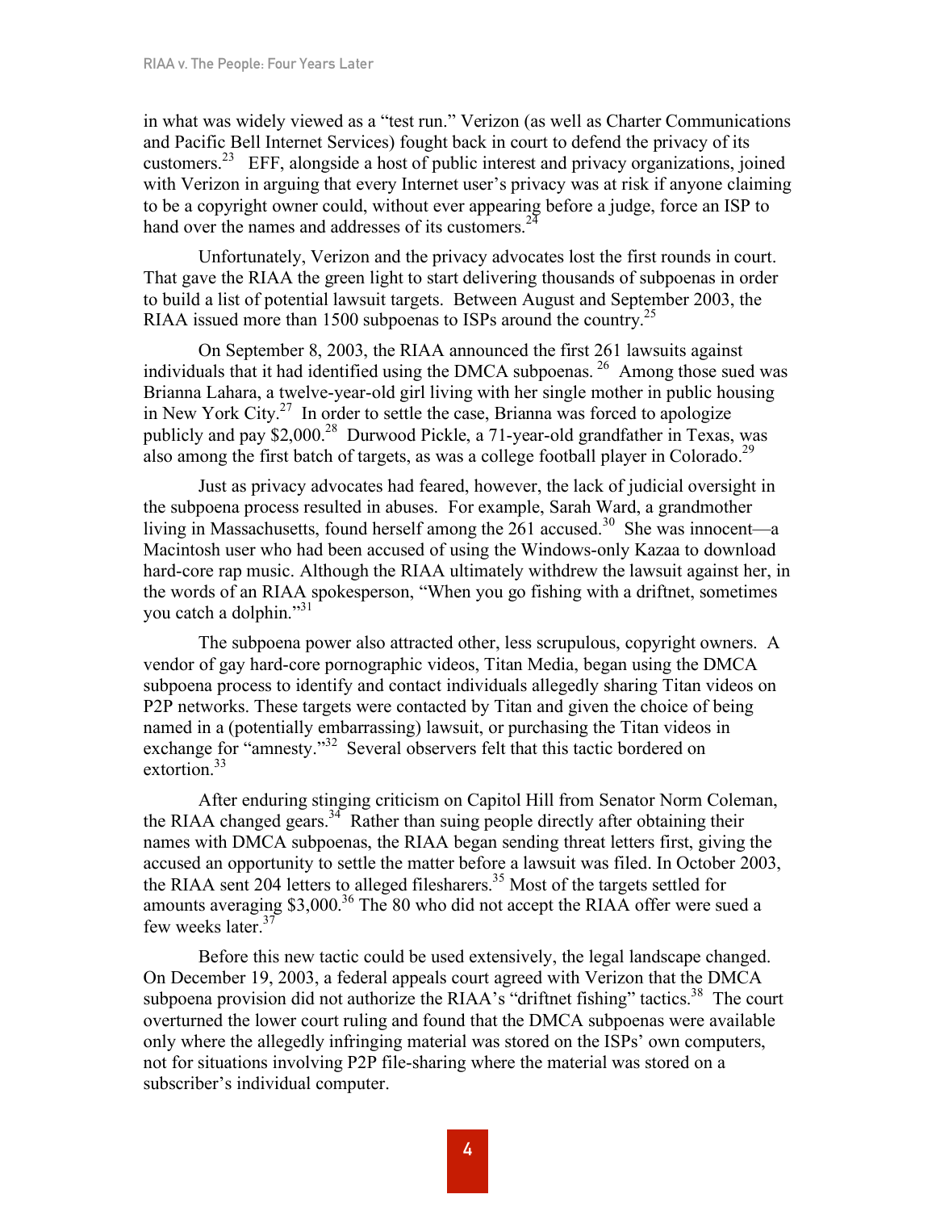in what was widely viewed as a "test run." Verizon (as well as Charter Communications and Pacific Bell Internet Services) fought back in court to defend the privacy of its customers.[23] EFF, alongside a host of public interest and privacy organizations, joined with Verizon in arguing that every Internet user's privacy was at risk if anyone claiming to be a copyright owner could, without ever appearing before a judge, force an ISP to hand over the names and addresses of its customers.[24]

Unfortunately, Verizon and the privacy advocates lost the first rounds in court. That gave the RIAA the green light to start delivering thousands of subpoenas in order to build a list of potential lawsuit targets. Between August and September 2003, the RIAA issued more than 1500 subpoenas to ISPs around the country.[25]

On September 8, 2003, the RIAA announced the first 261 lawsuits against individuals that it had identified using the DMCA subpoenas.[26] Among those sued was Brianna Lahara, a twelve-year-old girl living with her single mother in public housing in New York City.[27] In order to settle the case, Brianna was forced to apologize publicly and pay $2,000.[28] Durwood Pickle, a 71-year-old grandfather in Texas, was also among the first batch of targets, as was a college football player in Colorado.[29]

Just as privacy advocates had feared, however, the lack of judicial oversight in the subpoena process resulted in abuses. For example, Sarah Ward, a grandmother living in Massachusetts, found herself among the 261 accused.[30] She was innocent—a Macintosh user who had been accused of using the Windows-only Kazaa to download hard-core rap music. Although the RIAA ultimately withdrew the lawsuit against her, in the words of an RIAA spokesperson, "When you go fishing with a driftnet, sometimes you catch a dolphin."[31]

The subpoena power also attracted other, less scrupulous, copyright owners. A vendor of gay hard-core pornographic videos, Titan Media, began using the DMCA subpoena process to identify and contact individuals allegedly sharing Titan videos on P2P networks. These targets were contacted by Titan and given the choice of being named in a (potentially embarrassing) lawsuit, or purchasing the Titan videos in exchange for "amnesty."[32] Several observers felt that this tactic bordered on extortion.[33]

After enduring stinging criticism on Capitol Hill from Senator Norm Coleman, the RIAA changed gears.[34] Rather than suing people directly after obtaining their names with DMCA subpoenas, the RIAA began sending threat letters first, giving the accused an opportunity to settle the matter before a lawsuit was filed. In October 2003, the RIAA sent 204 letters to alleged filesharers.[35] Most of the targets settled for amounts averaging $3,000.[36] The 80 who did not accept the RIAA offer were sued a few weeks later.[37]

Before this new tactic could be used extensively, the legal landscape changed. On December 19, 2003, a federal appeals court agreed with Verizon that the DMCA subpoena provision did not authorize the RIAA's "driftnet fishing" tactics.[38] The court overturned the lower court ruling and found that the DMCA subpoenas were available only where the allegedly infringing material was stored on the ISPs' own computers, not for situations involving P2P file-sharing where the material was stored on a subscriber's individual computer.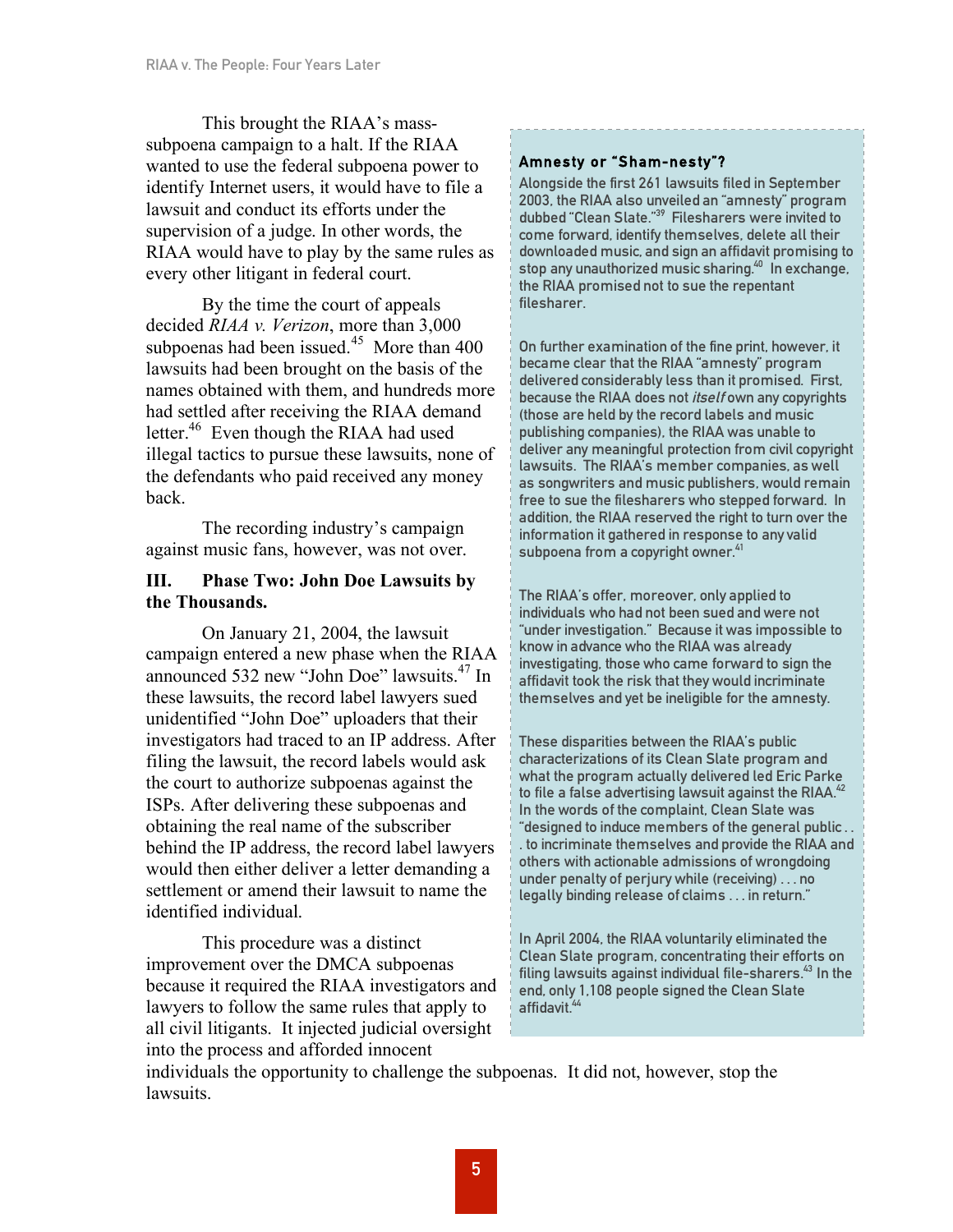This brought the RIAA's mass-subpoena campaign to a halt. If the RIAA wanted to use the federal subpoena power to identify Internet users, it would have to file a lawsuit and conduct its efforts under the supervision of a judge. In other words, the RIAA would have to play by the same rules as every other litigant in federal court.

By the time the court of appeals decided *RIAA v. Verizon*, more than 3,000 subpoenas had been issued.[45] More than 400 lawsuits had been brought on the basis of the names obtained with them, and hundreds more had settled after receiving the RIAA demand letter.[46] Even though the RIAA had used illegal tactics to pursue these lawsuits, none of the defendants who paid received any money back.

The recording industry's campaign against music fans, however, was not over.

## III. Phase Two: John Doe Lawsuits by the Thousands.

On January 21, 2004, the lawsuit campaign entered a new phase when the RIAA announced 532 new "John Doe" lawsuits.[47] In these lawsuits, the record label lawyers sued unidentified "John Doe" uploaders that their investigators had traced to an IP address. After filing the lawsuit, the record labels would ask the court to authorize subpoenas against the ISPs. After delivering these subpoenas and obtaining the real name of the subscriber behind the IP address, the record label lawyers would then either deliver a letter demanding a settlement or amend their lawsuit to name the identified individual.

This procedure was a distinct improvement over the DMCA subpoenas because it required the RIAA investigators and lawyers to follow the same rules that apply to all civil litigants. It injected judicial oversight into the process and afforded innocent individuals the opportunity to challenge the subpoenas. It did not, however, stop the lawsuits.

### Amnesty or "Sham-nesty"?

Alongside the first 261 lawsuits filed in September 2003, the RIAA also unveiled an "amnesty" program dubbed "Clean Slate."[39] Filesharers were invited to come forward, identify themselves, delete all their downloaded music, and sign an affidavit promising to stop any unauthorized music sharing.[40] In exchange, the RIAA promised not to sue the repentant filesharer.

On further examination of the fine print, however, it became clear that the RIAA "amnesty" program delivered considerably less than it promised. First, because the RIAA does not *itself* own any copyrights (those are held by the record labels and music publishing companies), the RIAA was unable to deliver any meaningful protection from civil copyright lawsuits. The RIAA's member companies, as well as songwriters and music publishers, would remain free to sue the filesharers who stepped forward. In addition, the RIAA reserved the right to turn over the information it gathered in response to any valid subpoena from a copyright owner.[41]

The RIAA's offer, moreover, only applied to individuals who had not been sued and were not "under investigation." Because it was impossible to know in advance who the RIAA was already investigating, those who came forward to sign the affidavit took the risk that they would incriminate themselves and yet be ineligible for the amnesty.

These disparities between the RIAA's public characterizations of its Clean Slate program and what the program actually delivered led Eric Parke to file a false advertising lawsuit against the RIAA.[42] In the words of the complaint, Clean Slate was "designed to induce members of the general public . . . to incriminate themselves and provide the RIAA and others with actionable admissions of wrongdoing under penalty of perjury while (receiving) . . . no legally binding release of claims . . . in return."

In April 2004, the RIAA voluntarily eliminated the Clean Slate program, concentrating their efforts on filing lawsuits against individual file-sharers.[43] In the end, only 1,108 people signed the Clean Slate affidavit.[44]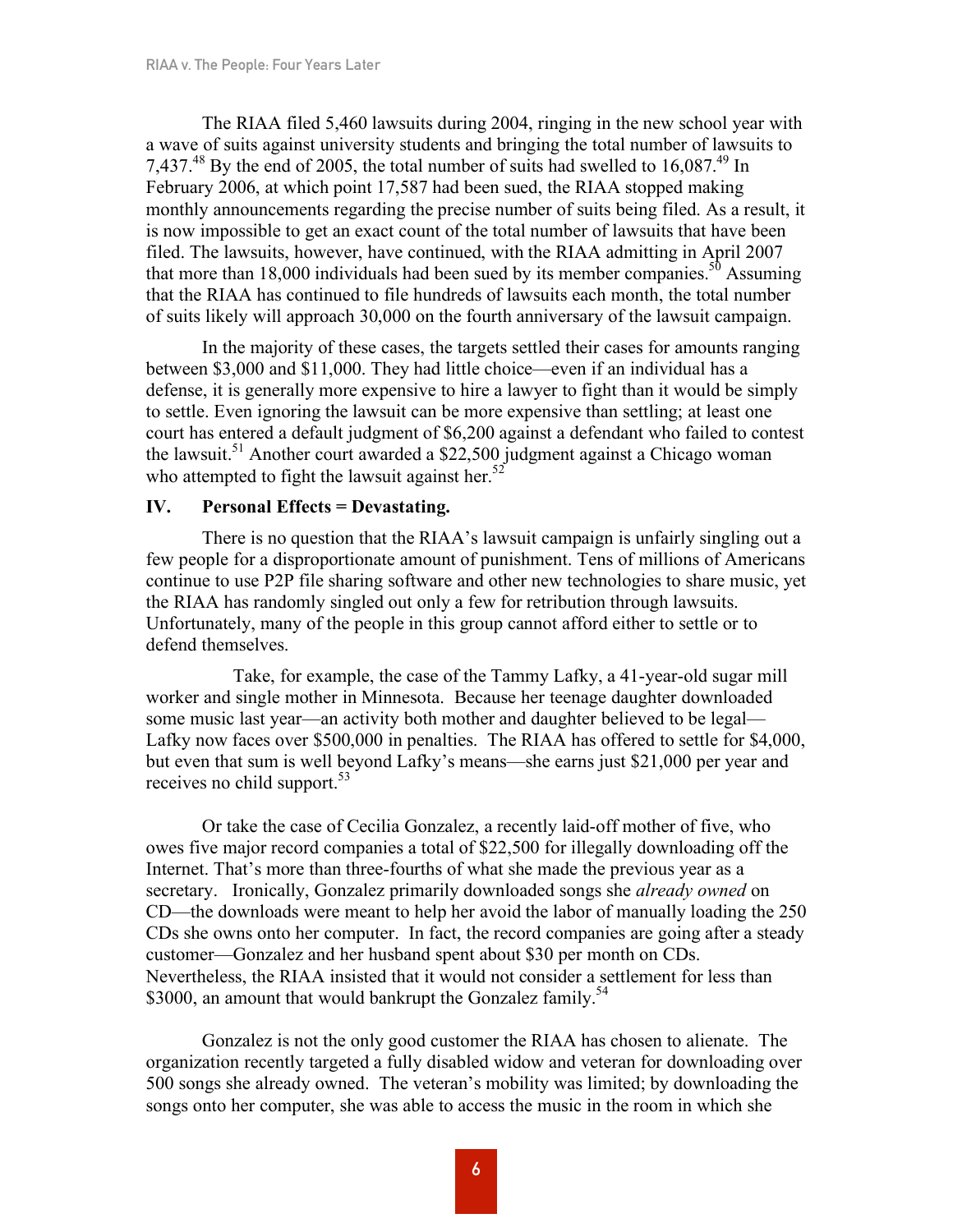The RIAA filed 5,460 lawsuits during 2004, ringing in the new school year with a wave of suits against university students and bringing the total number of lawsuits to 7,437.[48] By the end of 2005, the total number of suits had swelled to 16,087.[49] In February 2006, at which point 17,587 had been sued, the RIAA stopped making monthly announcements regarding the precise number of suits being filed. As a result, it is now impossible to get an exact count of the total number of lawsuits that have been filed. The lawsuits, however, have continued, with the RIAA admitting in April 2007 that more than 18,000 individuals had been sued by its member companies.[50] Assuming that the RIAA has continued to file hundreds of lawsuits each month, the total number of suits likely will approach 30,000 on the fourth anniversary of the lawsuit campaign.

In the majority of these cases, the targets settled their cases for amounts ranging between $3,000 and $11,000. They had little choice—even if an individual has a defense, it is generally more expensive to hire a lawyer to fight than it would be simply to settle. Even ignoring the lawsuit can be more expensive than settling; at least one court has entered a default judgment of $6,200 against a defendant who failed to contest the lawsuit.[51] Another court awarded a $22,500 judgment against a Chicago woman who attempted to fight the lawsuit against her.[52]

## IV. Personal Effects = Devastating.

There is no question that the RIAA's lawsuit campaign is unfairly singling out a few people for a disproportionate amount of punishment. Tens of millions of Americans continue to use P2P file sharing software and other new technologies to share music, yet the RIAA has randomly singled out only a few for retribution through lawsuits. Unfortunately, many of the people in this group cannot afford either to settle or to defend themselves.

Take, for example, the case of the Tammy Lafky, a 41-year-old sugar mill worker and single mother in Minnesota. Because her teenage daughter downloaded some music last year—an activity both mother and daughter believed to be legal—Lafky now faces over $500,000 in penalties. The RIAA has offered to settle for $4,000, but even that sum is well beyond Lafky's means—she earns just $21,000 per year and receives no child support.[53]

Or take the case of Cecilia Gonzalez, a recently laid-off mother of five, who owes five major record companies a total of $22,500 for illegally downloading off the Internet. That's more than three-fourths of what she made the previous year as a secretary. Ironically, Gonzalez primarily downloaded songs she *already owned* on CD—the downloads were meant to help her avoid the labor of manually loading the 250 CDs she owns onto her computer. In fact, the record companies are going after a steady customer—Gonzalez and her husband spent about $30 per month on CDs. Nevertheless, the RIAA insisted that it would not consider a settlement for less than $3000, an amount that would bankrupt the Gonzalez family.[54]

Gonzalez is not the only good customer the RIAA has chosen to alienate. The organization recently targeted a fully disabled widow and veteran for downloading over 500 songs she already owned. The veteran's mobility was limited; by downloading the songs onto her computer, she was able to access the music in the room in which she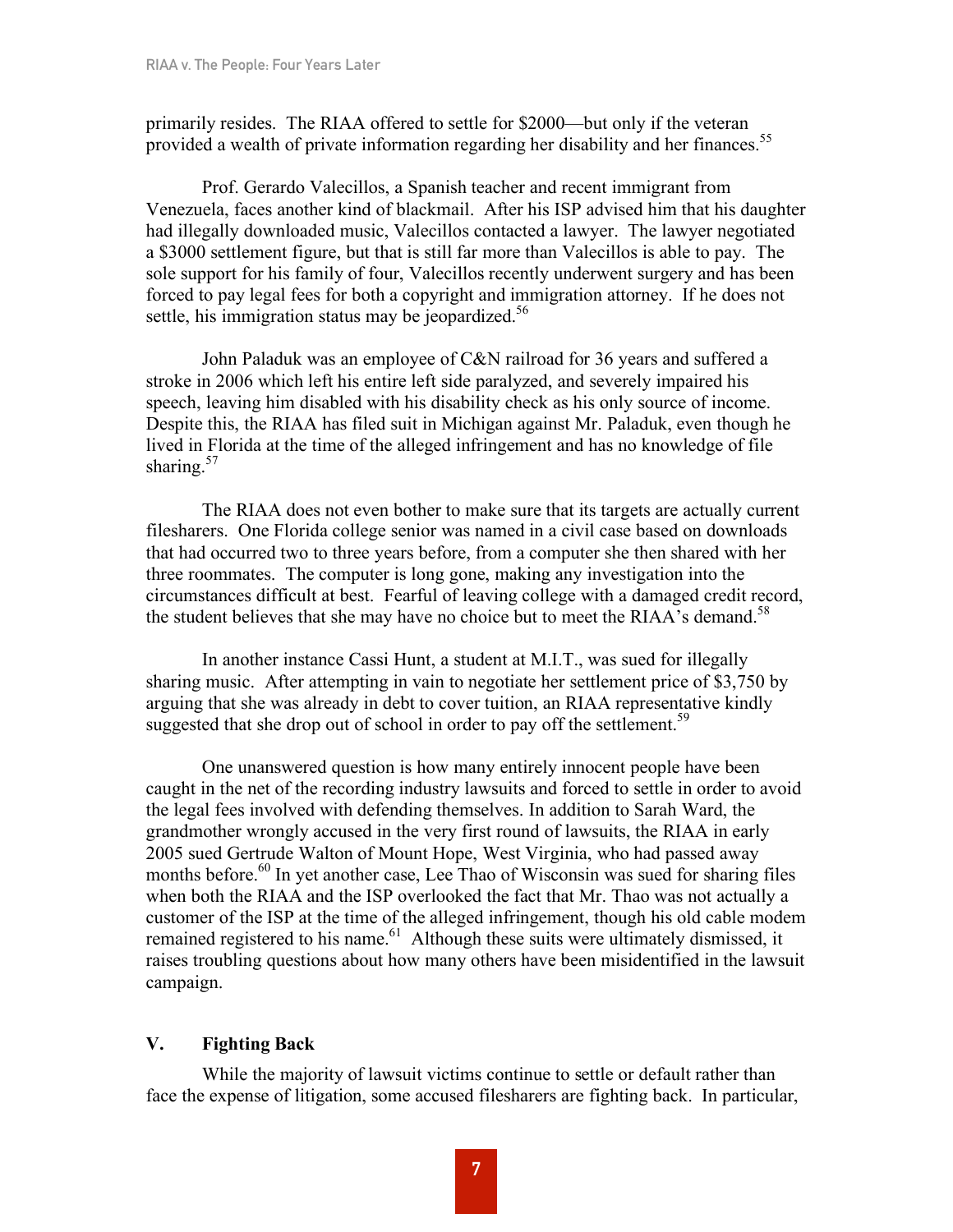primarily resides. The RIAA offered to settle for $2000—but only if the veteran provided a wealth of private information regarding her disability and her finances.[55]

Prof. Gerardo Valecillos, a Spanish teacher and recent immigrant from Venezuela, faces another kind of blackmail. After his ISP advised him that his daughter had illegally downloaded music, Valecillos contacted a lawyer. The lawyer negotiated a $3000 settlement figure, but that is still far more than Valecillos is able to pay. The sole support for his family of four, Valecillos recently underwent surgery and has been forced to pay legal fees for both a copyright and immigration attorney. If he does not settle, his immigration status may be jeopardized.[56]

John Paladuk was an employee of C&N railroad for 36 years and suffered a stroke in 2006 which left his entire left side paralyzed, and severely impaired his speech, leaving him disabled with his disability check as his only source of income. Despite this, the RIAA has filed suit in Michigan against Mr. Paladuk, even though he lived in Florida at the time of the alleged infringement and has no knowledge of file sharing.[57]

The RIAA does not even bother to make sure that its targets are actually current filesharers. One Florida college senior was named in a civil case based on downloads that had occurred two to three years before, from a computer she then shared with her three roommates. The computer is long gone, making any investigation into the circumstances difficult at best. Fearful of leaving college with a damaged credit record, the student believes that she may have no choice but to meet the RIAA's demand.[58]

In another instance Cassi Hunt, a student at M.I.T., was sued for illegally sharing music. After attempting in vain to negotiate her settlement price of $3,750 by arguing that she was already in debt to cover tuition, an RIAA representative kindly suggested that she drop out of school in order to pay off the settlement.[59]

One unanswered question is how many entirely innocent people have been caught in the net of the recording industry lawsuits and forced to settle in order to avoid the legal fees involved with defending themselves. In addition to Sarah Ward, the grandmother wrongly accused in the very first round of lawsuits, the RIAA in early 2005 sued Gertrude Walton of Mount Hope, West Virginia, who had passed away months before.[60] In yet another case, Lee Thao of Wisconsin was sued for sharing files when both the RIAA and the ISP overlooked the fact that Mr. Thao was not actually a customer of the ISP at the time of the alleged infringement, though his old cable modem remained registered to his name.[61] Although these suits were ultimately dismissed, it raises troubling questions about how many others have been misidentified in the lawsuit campaign.

## V. Fighting Back

While the majority of lawsuit victims continue to settle or default rather than face the expense of litigation, some accused filesharers are fighting back. In particular,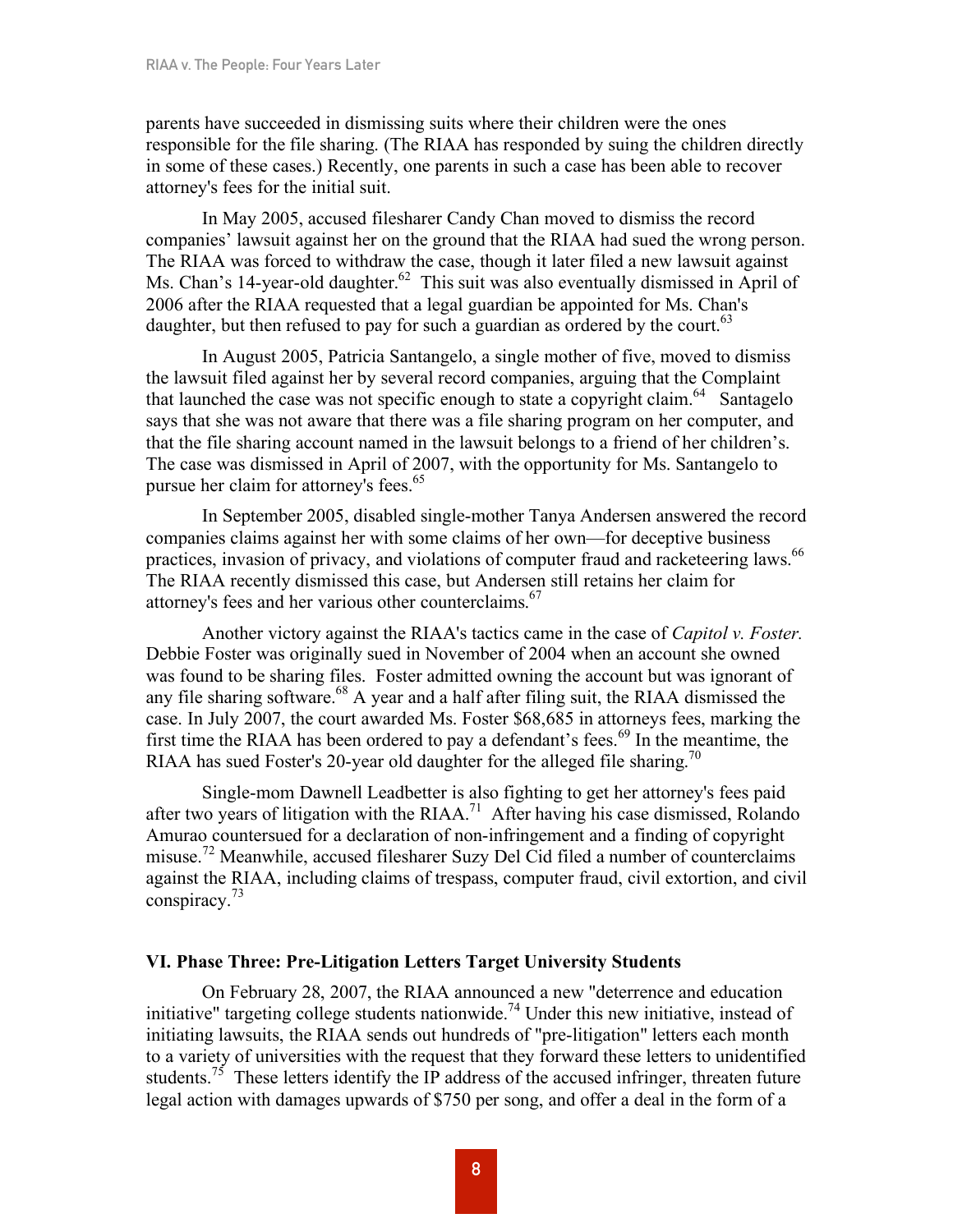parents have succeeded in dismissing suits where their children were the ones responsible for the file sharing. (The RIAA has responded by suing the children directly in some of these cases.) Recently, one parents in such a case has been able to recover attorney's fees for the initial suit.

In May 2005, accused filesharer Candy Chan moved to dismiss the record companies' lawsuit against her on the ground that the RIAA had sued the wrong person. The RIAA was forced to withdraw the case, though it later filed a new lawsuit against Ms. Chan's 14-year-old daughter.[62] This suit was also eventually dismissed in April of 2006 after the RIAA requested that a legal guardian be appointed for Ms. Chan's daughter, but then refused to pay for such a guardian as ordered by the court.[63]

In August 2005, Patricia Santangelo, a single mother of five, moved to dismiss the lawsuit filed against her by several record companies, arguing that the Complaint that launched the case was not specific enough to state a copyright claim.[64] Santagelo says that she was not aware that there was a file sharing program on her computer, and that the file sharing account named in the lawsuit belongs to a friend of her children's. The case was dismissed in April of 2007, with the opportunity for Ms. Santangelo to pursue her claim for attorney's fees.[65]

In September 2005, disabled single-mother Tanya Andersen answered the record companies claims against her with some claims of her own—for deceptive business practices, invasion of privacy, and violations of computer fraud and racketeering laws.[66] The RIAA recently dismissed this case, but Andersen still retains her claim for attorney's fees and her various other counterclaims.[67]

Another victory against the RIAA's tactics came in the case of *Capitol v. Foster.* Debbie Foster was originally sued in November of 2004 when an account she owned was found to be sharing files. Foster admitted owning the account but was ignorant of any file sharing software.[68] A year and a half after filing suit, the RIAA dismissed the case. In July 2007, the court awarded Ms. Foster $68,685 in attorneys fees, marking the first time the RIAA has been ordered to pay a defendant's fees.[69] In the meantime, the RIAA has sued Foster's 20-year old daughter for the alleged file sharing.[70]

Single-mom Dawnell Leadbetter is also fighting to get her attorney's fees paid after two years of litigation with the RIAA.[71] After having his case dismissed, Rolando Amurao countersued for a declaration of non-infringement and a finding of copyright misuse.[72] Meanwhile, accused filesharer Suzy Del Cid filed a number of counterclaims against the RIAA, including claims of trespass, computer fraud, civil extortion, and civil conspiracy.[73]

## VI. Phase Three: Pre-Litigation Letters Target University Students

On February 28, 2007, the RIAA announced a new "deterrence and education initiative" targeting college students nationwide.[74] Under this new initiative, instead of initiating lawsuits, the RIAA sends out hundreds of "pre-litigation" letters each month to a variety of universities with the request that they forward these letters to unidentified students.[75] These letters identify the IP address of the accused infringer, threaten future legal action with damages upwards of $750 per song, and offer a deal in the form of a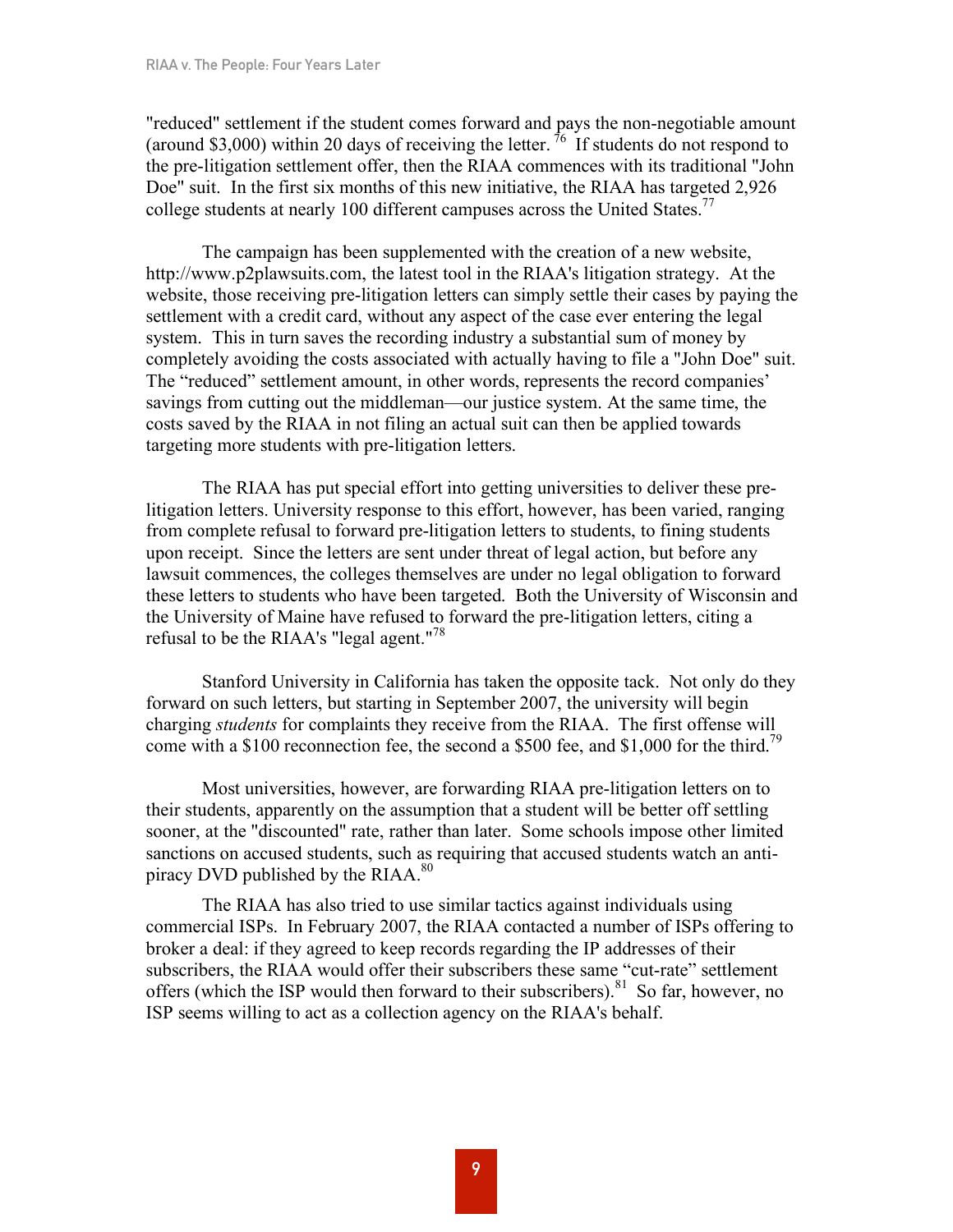"reduced" settlement if the student comes forward and pays the non-negotiable amount (around $3,000) within 20 days of receiving the letter.[76] If students do not respond to the pre-litigation settlement offer, then the RIAA commences with its traditional "John Doe" suit. In the first six months of this new initiative, the RIAA has targeted 2,926 college students at nearly 100 different campuses across the United States.[77]

The campaign has been supplemented with the creation of a new website, http://www.p2plawsuits.com, the latest tool in the RIAA's litigation strategy. At the website, those receiving pre-litigation letters can simply settle their cases by paying the settlement with a credit card, without any aspect of the case ever entering the legal system. This in turn saves the recording industry a substantial sum of money by completely avoiding the costs associated with actually having to file a "John Doe" suit. The "reduced" settlement amount, in other words, represents the record companies' savings from cutting out the middleman—our justice system. At the same time, the costs saved by the RIAA in not filing an actual suit can then be applied towards targeting more students with pre-litigation letters.

The RIAA has put special effort into getting universities to deliver these pre-litigation letters. University response to this effort, however, has been varied, ranging from complete refusal to forward pre-litigation letters to students, to fining students upon receipt. Since the letters are sent under threat of legal action, but before any lawsuit commences, the colleges themselves are under no legal obligation to forward these letters to students who have been targeted. Both the University of Wisconsin and the University of Maine have refused to forward the pre-litigation letters, citing a refusal to be the RIAA's "legal agent."[78]

Stanford University in California has taken the opposite tack. Not only do they forward on such letters, but starting in September 2007, the university will begin charging *students* for complaints they receive from the RIAA. The first offense will come with a $100 reconnection fee, the second a $500 fee, and $1,000 for the third.[79]

Most universities, however, are forwarding RIAA pre-litigation letters on to their students, apparently on the assumption that a student will be better off settling sooner, at the "discounted" rate, rather than later. Some schools impose other limited sanctions on accused students, such as requiring that accused students watch an anti-piracy DVD published by the RIAA.[80]

The RIAA has also tried to use similar tactics against individuals using commercial ISPs. In February 2007, the RIAA contacted a number of ISPs offering to broker a deal: if they agreed to keep records regarding the IP addresses of their subscribers, the RIAA would offer their subscribers these same "cut-rate" settlement offers (which the ISP would then forward to their subscribers).[81] So far, however, no ISP seems willing to act as a collection agency on the RIAA's behalf.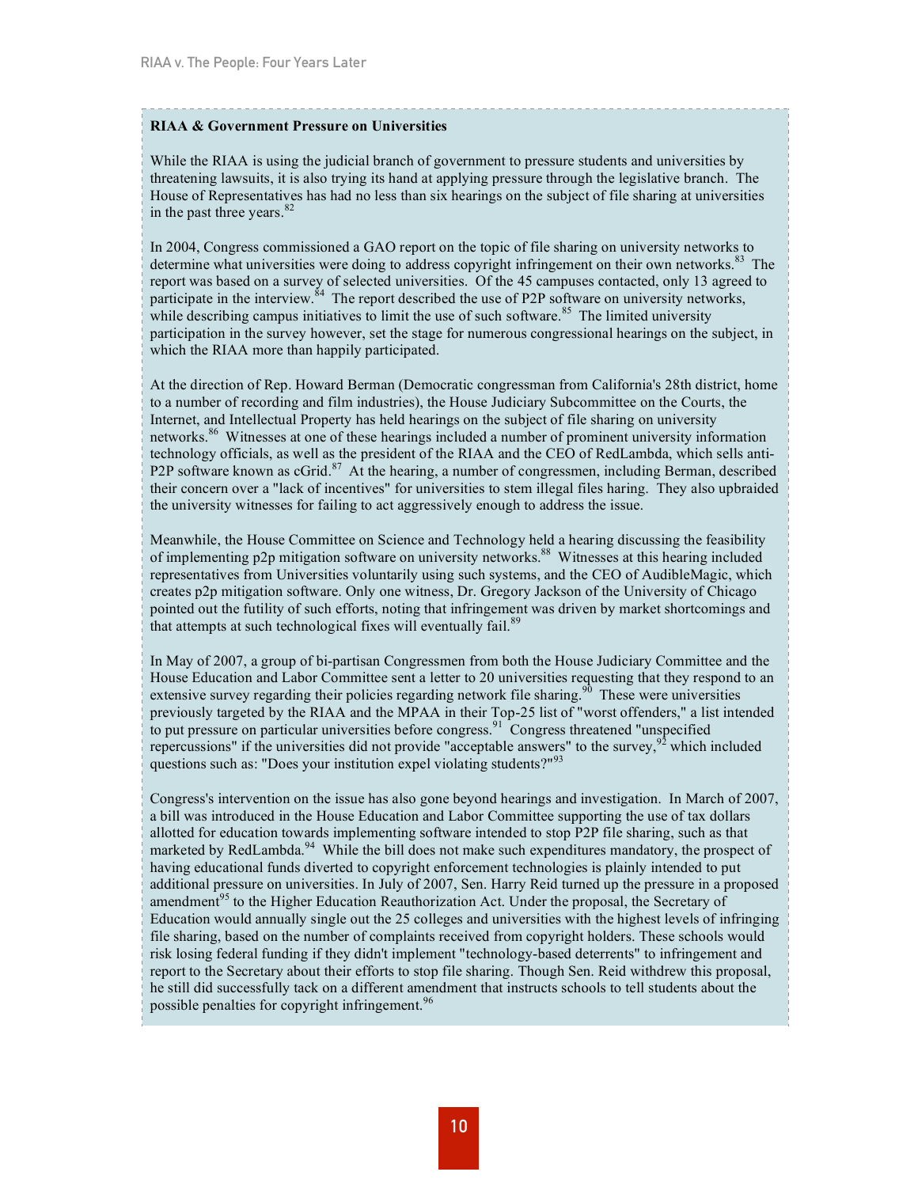**RIAA & Government Pressure on Universities**

While the RIAA is using the judicial branch of government to pressure students and universities by threatening lawsuits, it is also trying its hand at applying pressure through the legislative branch. The House of Representatives has had no less than six hearings on the subject of file sharing at universities in the past three years.[82]

In 2004, Congress commissioned a GAO report on the topic of file sharing on university networks to determine what universities were doing to address copyright infringement on their own networks.[83] The report was based on a survey of selected universities. Of the 45 campuses contacted, only 13 agreed to participate in the interview.[84] The report described the use of P2P software on university networks, while describing campus initiatives to limit the use of such software.[85] The limited university participation in the survey however, set the stage for numerous congressional hearings on the subject, in which the RIAA more than happily participated.

At the direction of Rep. Howard Berman (Democratic congressman from California's 28th district, home to a number of recording and film industries), the House Judiciary Subcommittee on the Courts, the Internet, and Intellectual Property has held hearings on the subject of file sharing on university networks.[86] Witnesses at one of these hearings included a number of prominent university information technology officials, as well as the president of the RIAA and the CEO of RedLambda, which sells anti-P2P software known as cGrid.[87] At the hearing, a number of congressmen, including Berman, described their concern over a "lack of incentives" for universities to stem illegal files haring. They also upbraided the university witnesses for failing to act aggressively enough to address the issue.

Meanwhile, the House Committee on Science and Technology held a hearing discussing the feasibility of implementing p2p mitigation software on university networks.[88] Witnesses at this hearing included representatives from Universities voluntarily using such systems, and the CEO of AudibleMagic, which creates p2p mitigation software. Only one witness, Dr. Gregory Jackson of the University of Chicago pointed out the futility of such efforts, noting that infringement was driven by market shortcomings and that attempts at such technological fixes will eventually fail.[89]

In May of 2007, a group of bi-partisan Congressmen from both the House Judiciary Committee and the House Education and Labor Committee sent a letter to 20 universities requesting that they respond to an extensive survey regarding their policies regarding network file sharing.[90] These were universities previously targeted by the RIAA and the MPAA in their Top-25 list of "worst offenders," a list intended to put pressure on particular universities before congress.[91] Congress threatened "unspecified repercussions" if the universities did not provide "acceptable answers" to the survey,[92] which included questions such as: "Does your institution expel violating students?"[93]

Congress's intervention on the issue has also gone beyond hearings and investigation. In March of 2007, a bill was introduced in the House Education and Labor Committee supporting the use of tax dollars allotted for education towards implementing software intended to stop P2P file sharing, such as that marketed by RedLambda.[94] While the bill does not make such expenditures mandatory, the prospect of having educational funds diverted to copyright enforcement technologies is plainly intended to put additional pressure on universities. In July of 2007, Sen. Harry Reid turned up the pressure in a proposed amendment[95] to the Higher Education Reauthorization Act. Under the proposal, the Secretary of Education would annually single out the 25 colleges and universities with the highest levels of infringing file sharing, based on the number of complaints received from copyright holders. These schools would risk losing federal funding if they didn't implement "technology-based deterrents" to infringement and report to the Secretary about their efforts to stop file sharing. Though Sen. Reid withdrew this proposal, he still did successfully tack on a different amendment that instructs schools to tell students about the possible penalties for copyright infringement.[96]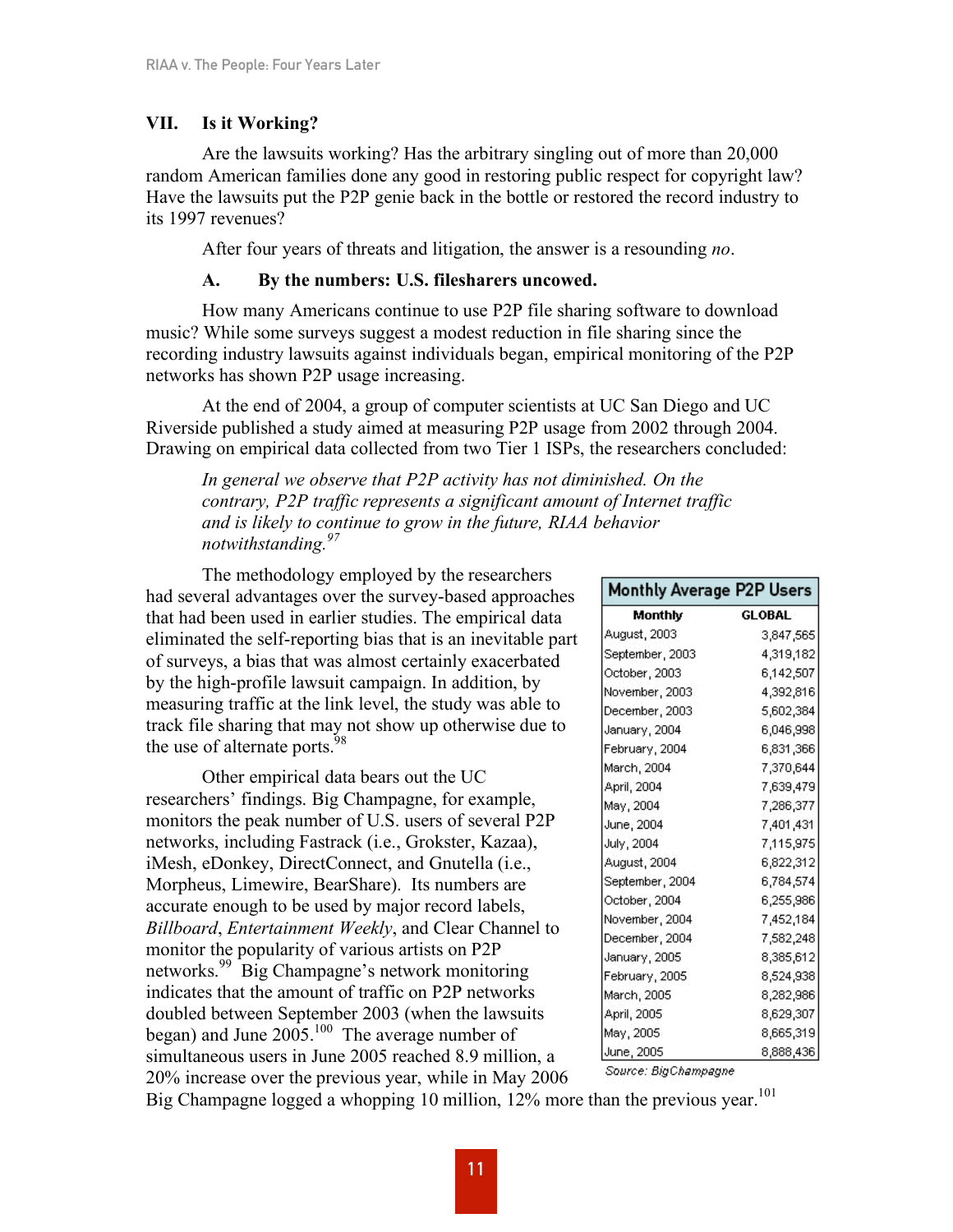## VII. Is it Working?

Are the lawsuits working? Has the arbitrary singling out of more than 20,000 random American families done any good in restoring public respect for copyright law? Have the lawsuits put the P2P genie back in the bottle or restored the record industry to its 1997 revenues?

After four years of threats and litigation, the answer is a resounding *no*.

### A. By the numbers: U.S. filesharers uncowed.

How many Americans continue to use P2P file sharing software to download music? While some surveys suggest a modest reduction in file sharing since the recording industry lawsuits against individuals began, empirical monitoring of the P2P networks has shown P2P usage increasing.

At the end of 2004, a group of computer scientists at UC San Diego and UC Riverside published a study aimed at measuring P2P usage from 2002 through 2004. Drawing on empirical data collected from two Tier 1 ISPs, the researchers concluded:

> *In general we observe that P2P activity has not diminished. On the contrary, P2P traffic represents a significant amount of Internet traffic and is likely to continue to grow in the future, RIAA behavior notwithstanding.*[97]

The methodology employed by the researchers had several advantages over the survey-based approaches that had been used in earlier studies. The empirical data eliminated the self-reporting bias that is an inevitable part of surveys, a bias that was almost certainly exacerbated by the high-profile lawsuit campaign. In addition, by measuring traffic at the link level, the study was able to track file sharing that may not show up otherwise due to the use of alternate ports.[98]

Other empirical data bears out the UC researchers' findings. Big Champagne, for example, monitors the peak number of U.S. users of several P2P networks, including Fastrack (i.e., Grokster, Kazaa), iMesh, eDonkey, DirectConnect, and Gnutella (i.e., Morpheus, Limewire, BearShare). Its numbers are accurate enough to be used by major record labels, *Billboard*, *Entertainment Weekly*, and Clear Channel to monitor the popularity of various artists on P2P networks.[99] Big Champagne's network monitoring indicates that the amount of traffic on P2P networks doubled between September 2003 (when the lawsuits began) and June 2005.[100] The average number of simultaneous users in June 2005 reached 8.9 million, a 20% increase over the previous year, while in May 2006 Big Champagne logged a whopping 10 million, 12% more than the previous year.[101]

**Monthly Average P2P Users**

| Monthly | GLOBAL |
|---|---|
| August, 2003 | 3,847,565 |
| September, 2003 | 4,319,182 |
| October, 2003 | 6,142,507 |
| November, 2003 | 4,392,816 |
| December, 2003 | 5,602,384 |
| January, 2004 | 6,046,998 |
| February, 2004 | 6,831,366 |
| March, 2004 | 7,370,644 |
| April, 2004 | 7,639,479 |
| May, 2004 | 7,286,377 |
| June, 2004 | 7,401,431 |
| July, 2004 | 7,115,975 |
| August, 2004 | 6,822,312 |
| September, 2004 | 6,784,574 |
| October, 2004 | 6,255,986 |
| November, 2004 | 7,452,184 |
| December, 2004 | 7,582,248 |
| January, 2005 | 8,385,612 |
| February, 2005 | 8,524,938 |
| March, 2005 | 8,282,986 |
| April, 2005 | 8,629,307 |
| May, 2005 | 8,665,319 |
| June, 2005 | 8,888,436 |

*Source: BigChampagne*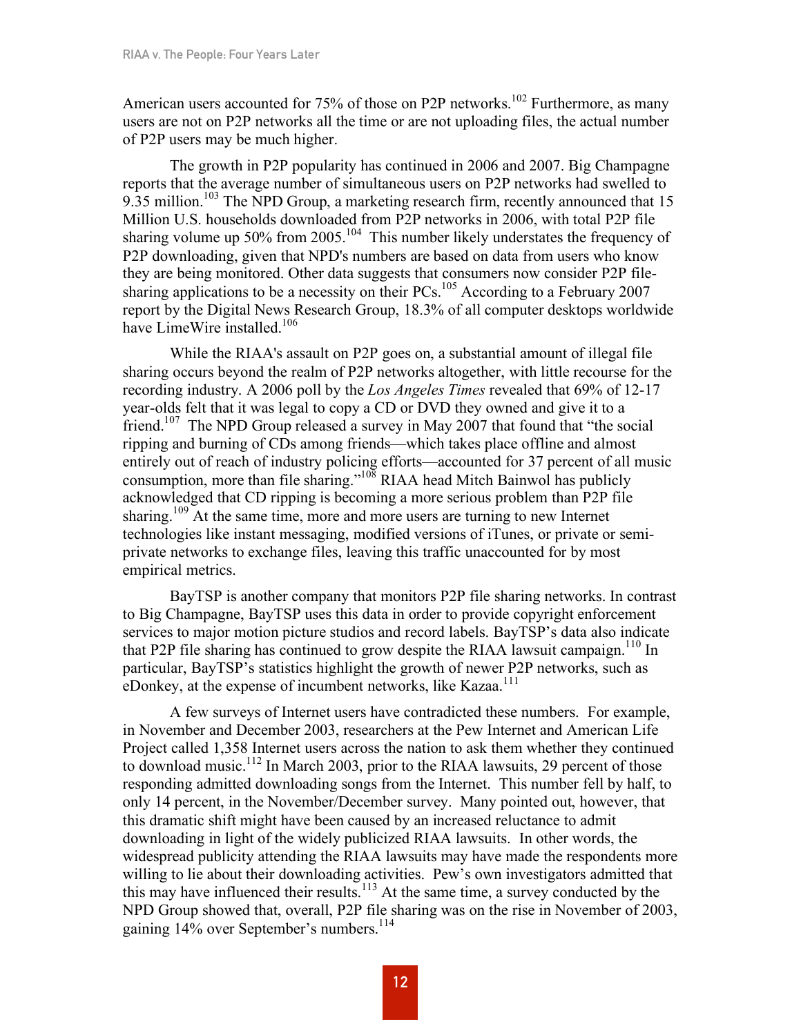American users accounted for 75% of those on P2P networks.[102] Furthermore, as many users are not on P2P networks all the time or are not uploading files, the actual number of P2P users may be much higher.

The growth in P2P popularity has continued in 2006 and 2007. Big Champagne reports that the average number of simultaneous users on P2P networks had swelled to 9.35 million.[103] The NPD Group, a marketing research firm, recently announced that 15 Million U.S. households downloaded from P2P networks in 2006, with total P2P file sharing volume up 50% from 2005.[104] This number likely understates the frequency of P2P downloading, given that NPD's numbers are based on data from users who know they are being monitored. Other data suggests that consumers now consider P2P file-sharing applications to be a necessity on their PCs.[105] According to a February 2007 report by the Digital News Research Group, 18.3% of all computer desktops worldwide have LimeWire installed.[106]

While the RIAA's assault on P2P goes on, a substantial amount of illegal file sharing occurs beyond the realm of P2P networks altogether, with little recourse for the recording industry. A 2006 poll by the *Los Angeles Times* revealed that 69% of 12-17 year-olds felt that it was legal to copy a CD or DVD they owned and give it to a friend.[107] The NPD Group released a survey in May 2007 that found that "the social ripping and burning of CDs among friends—which takes place offline and almost entirely out of reach of industry policing efforts—accounted for 37 percent of all music consumption, more than file sharing."[108] RIAA head Mitch Bainwol has publicly acknowledged that CD ripping is becoming a more serious problem than P2P file sharing.[109] At the same time, more and more users are turning to new Internet technologies like instant messaging, modified versions of iTunes, or private or semi-private networks to exchange files, leaving this traffic unaccounted for by most empirical metrics.

BayTSP is another company that monitors P2P file sharing networks. In contrast to Big Champagne, BayTSP uses this data in order to provide copyright enforcement services to major motion picture studios and record labels. BayTSP's data also indicate that P2P file sharing has continued to grow despite the RIAA lawsuit campaign.[110] In particular, BayTSP's statistics highlight the growth of newer P2P networks, such as eDonkey, at the expense of incumbent networks, like Kazaa.[111]

A few surveys of Internet users have contradicted these numbers. For example, in November and December 2003, researchers at the Pew Internet and American Life Project called 1,358 Internet users across the nation to ask them whether they continued to download music.[112] In March 2003, prior to the RIAA lawsuits, 29 percent of those responding admitted downloading songs from the Internet. This number fell by half, to only 14 percent, in the November/December survey. Many pointed out, however, that this dramatic shift might have been caused by an increased reluctance to admit downloading in light of the widely publicized RIAA lawsuits. In other words, the widespread publicity attending the RIAA lawsuits may have made the respondents more willing to lie about their downloading activities. Pew's own investigators admitted that this may have influenced their results.[113] At the same time, a survey conducted by the NPD Group showed that, overall, P2P file sharing was on the rise in November of 2003, gaining 14% over September's numbers.[114]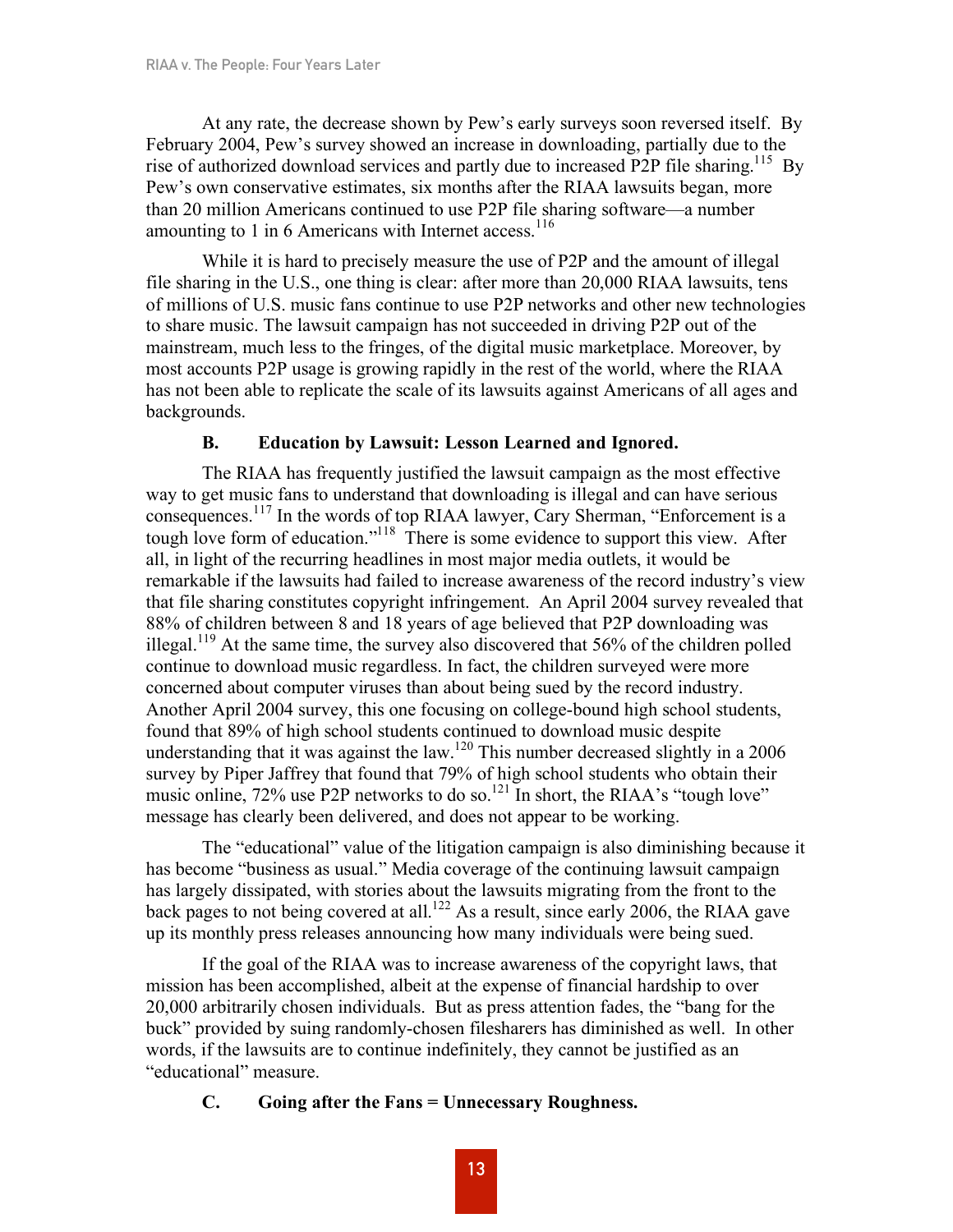At any rate, the decrease shown by Pew's early surveys soon reversed itself. By February 2004, Pew's survey showed an increase in downloading, partially due to the rise of authorized download services and partly due to increased P2P file sharing.[115] By Pew's own conservative estimates, six months after the RIAA lawsuits began, more than 20 million Americans continued to use P2P file sharing software—a number amounting to 1 in 6 Americans with Internet access.[116]

While it is hard to precisely measure the use of P2P and the amount of illegal file sharing in the U.S., one thing is clear: after more than 20,000 RIAA lawsuits, tens of millions of U.S. music fans continue to use P2P networks and other new technologies to share music. The lawsuit campaign has not succeeded in driving P2P out of the mainstream, much less to the fringes, of the digital music marketplace. Moreover, by most accounts P2P usage is growing rapidly in the rest of the world, where the RIAA has not been able to replicate the scale of its lawsuits against Americans of all ages and backgrounds.

### B. Education by Lawsuit: Lesson Learned and Ignored.

The RIAA has frequently justified the lawsuit campaign as the most effective way to get music fans to understand that downloading is illegal and can have serious consequences.[117] In the words of top RIAA lawyer, Cary Sherman, "Enforcement is a tough love form of education."[118] There is some evidence to support this view. After all, in light of the recurring headlines in most major media outlets, it would be remarkable if the lawsuits had failed to increase awareness of the record industry's view that file sharing constitutes copyright infringement. An April 2004 survey revealed that 88% of children between 8 and 18 years of age believed that P2P downloading was illegal.[119] At the same time, the survey also discovered that 56% of the children polled continue to download music regardless. In fact, the children surveyed were more concerned about computer viruses than about being sued by the record industry. Another April 2004 survey, this one focusing on college-bound high school students, found that 89% of high school students continued to download music despite understanding that it was against the law.[120] This number decreased slightly in a 2006 survey by Piper Jaffrey that found that 79% of high school students who obtain their music online, 72% use P2P networks to do so.[121] In short, the RIAA's "tough love" message has clearly been delivered, and does not appear to be working.

The "educational" value of the litigation campaign is also diminishing because it has become "business as usual." Media coverage of the continuing lawsuit campaign has largely dissipated, with stories about the lawsuits migrating from the front to the back pages to not being covered at all.[122] As a result, since early 2006, the RIAA gave up its monthly press releases announcing how many individuals were being sued.

If the goal of the RIAA was to increase awareness of the copyright laws, that mission has been accomplished, albeit at the expense of financial hardship to over 20,000 arbitrarily chosen individuals. But as press attention fades, the "bang for the buck" provided by suing randomly-chosen filesharers has diminished as well. In other words, if the lawsuits are to continue indefinitely, they cannot be justified as an "educational" measure.

### C. Going after the Fans = Unnecessary Roughness.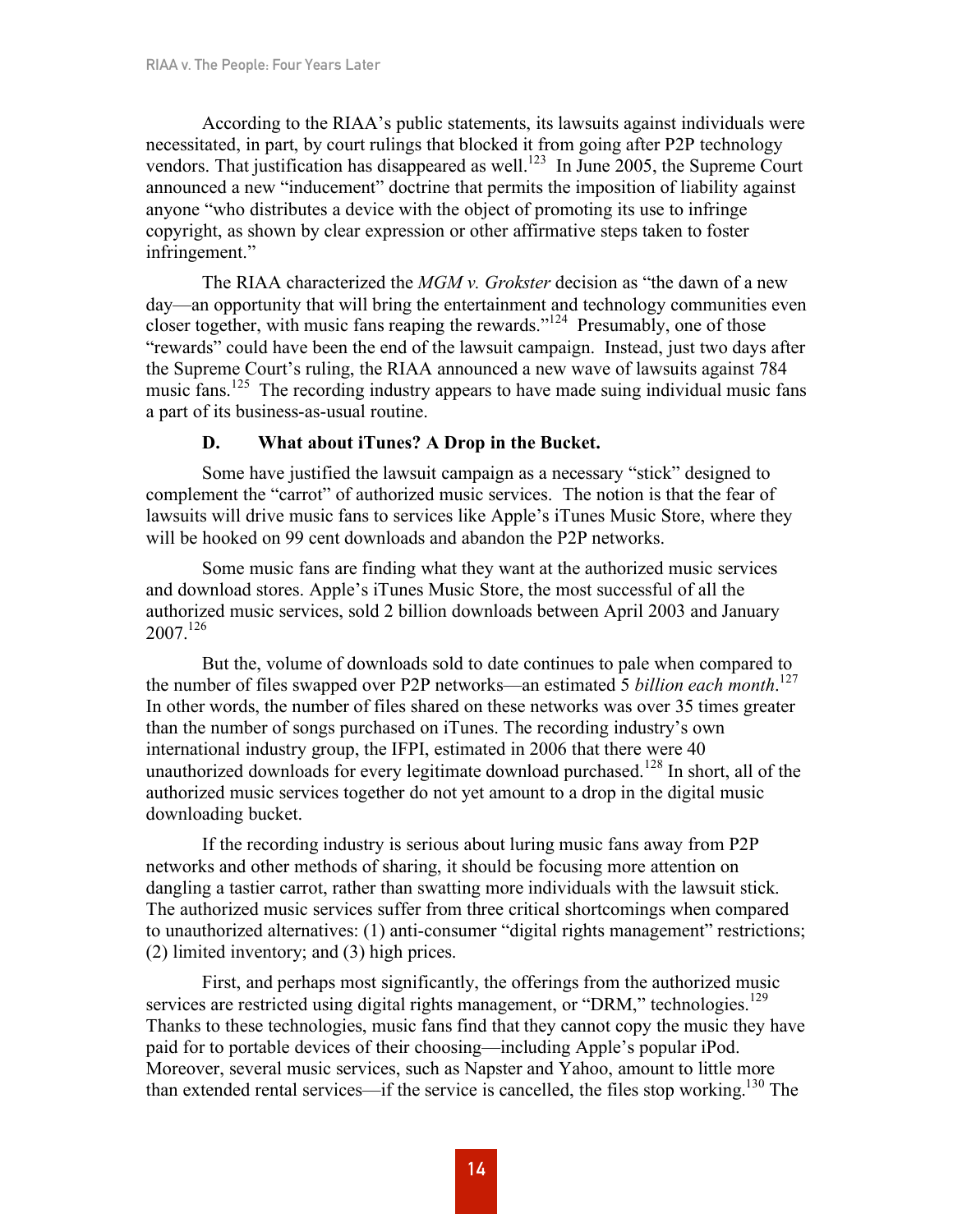According to the RIAA's public statements, its lawsuits against individuals were necessitated, in part, by court rulings that blocked it from going after P2P technology vendors. That justification has disappeared as well.[123] In June 2005, the Supreme Court announced a new "inducement" doctrine that permits the imposition of liability against anyone "who distributes a device with the object of promoting its use to infringe copyright, as shown by clear expression or other affirmative steps taken to foster infringement."

The RIAA characterized the *MGM v. Grokster* decision as "the dawn of a new day—an opportunity that will bring the entertainment and technology communities even closer together, with music fans reaping the rewards."[124] Presumably, one of those "rewards" could have been the end of the lawsuit campaign. Instead, just two days after the Supreme Court's ruling, the RIAA announced a new wave of lawsuits against 784 music fans.[125] The recording industry appears to have made suing individual music fans a part of its business-as-usual routine.

### D. What about iTunes? A Drop in the Bucket.

Some have justified the lawsuit campaign as a necessary "stick" designed to complement the "carrot" of authorized music services. The notion is that the fear of lawsuits will drive music fans to services like Apple's iTunes Music Store, where they will be hooked on 99 cent downloads and abandon the P2P networks.

Some music fans are finding what they want at the authorized music services and download stores. Apple's iTunes Music Store, the most successful of all the authorized music services, sold 2 billion downloads between April 2003 and January 2007.[126]

But the, volume of downloads sold to date continues to pale when compared to the number of files swapped over P2P networks—an estimated 5 *billion each month*.[127] In other words, the number of files shared on these networks was over 35 times greater than the number of songs purchased on iTunes. The recording industry's own international industry group, the IFPI, estimated in 2006 that there were 40 unauthorized downloads for every legitimate download purchased.[128] In short, all of the authorized music services together do not yet amount to a drop in the digital music downloading bucket.

If the recording industry is serious about luring music fans away from P2P networks and other methods of sharing, it should be focusing more attention on dangling a tastier carrot, rather than swatting more individuals with the lawsuit stick. The authorized music services suffer from three critical shortcomings when compared to unauthorized alternatives: (1) anti-consumer "digital rights management" restrictions; (2) limited inventory; and (3) high prices.

First, and perhaps most significantly, the offerings from the authorized music services are restricted using digital rights management, or "DRM," technologies.[129] Thanks to these technologies, music fans find that they cannot copy the music they have paid for to portable devices of their choosing—including Apple's popular iPod. Moreover, several music services, such as Napster and Yahoo, amount to little more than extended rental services—if the service is cancelled, the files stop working.[130] The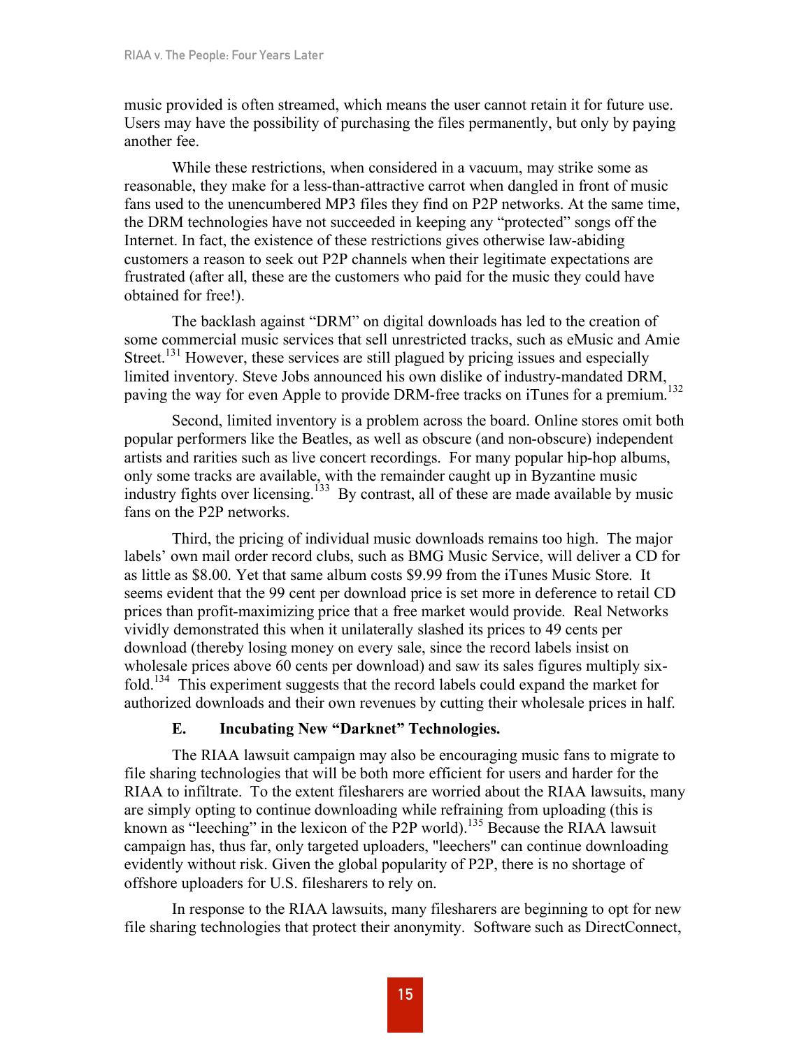music provided is often streamed, which means the user cannot retain it for future use. Users may have the possibility of purchasing the files permanently, but only by paying another fee.

While these restrictions, when considered in a vacuum, may strike some as reasonable, they make for a less-than-attractive carrot when dangled in front of music fans used to the unencumbered MP3 files they find on P2P networks. At the same time, the DRM technologies have not succeeded in keeping any "protected" songs off the Internet. In fact, the existence of these restrictions gives otherwise law-abiding customers a reason to seek out P2P channels when their legitimate expectations are frustrated (after all, these are the customers who paid for the music they could have obtained for free!).

The backlash against "DRM" on digital downloads has led to the creation of some commercial music services that sell unrestricted tracks, such as eMusic and Amie Street.[131] However, these services are still plagued by pricing issues and especially limited inventory. Steve Jobs announced his own dislike of industry-mandated DRM, paving the way for even Apple to provide DRM-free tracks on iTunes for a premium.[132]

Second, limited inventory is a problem across the board. Online stores omit both popular performers like the Beatles, as well as obscure (and non-obscure) independent artists and rarities such as live concert recordings. For many popular hip-hop albums, only some tracks are available, with the remainder caught up in Byzantine music industry fights over licensing.[133] By contrast, all of these are made available by music fans on the P2P networks.

Third, the pricing of individual music downloads remains too high. The major labels' own mail order record clubs, such as BMG Music Service, will deliver a CD for as little as $8.00. Yet that same album costs $9.99 from the iTunes Music Store. It seems evident that the 99 cent per download price is set more in deference to retail CD prices than profit-maximizing price that a free market would provide. Real Networks vividly demonstrated this when it unilaterally slashed its prices to 49 cents per download (thereby losing money on every sale, since the record labels insist on wholesale prices above 60 cents per download) and saw its sales figures multiply six-fold.[134] This experiment suggests that the record labels could expand the market for authorized downloads and their own revenues by cutting their wholesale prices in half.

### E. Incubating New "Darknet" Technologies.

The RIAA lawsuit campaign may also be encouraging music fans to migrate to file sharing technologies that will be both more efficient for users and harder for the RIAA to infiltrate. To the extent filesharers are worried about the RIAA lawsuits, many are simply opting to continue downloading while refraining from uploading (this is known as "leeching" in the lexicon of the P2P world).[135] Because the RIAA lawsuit campaign has, thus far, only targeted uploaders, "leechers" can continue downloading evidently without risk. Given the global popularity of P2P, there is no shortage of offshore uploaders for U.S. filesharers to rely on.

In response to the RIAA lawsuits, many filesharers are beginning to opt for new file sharing technologies that protect their anonymity. Software such as DirectConnect,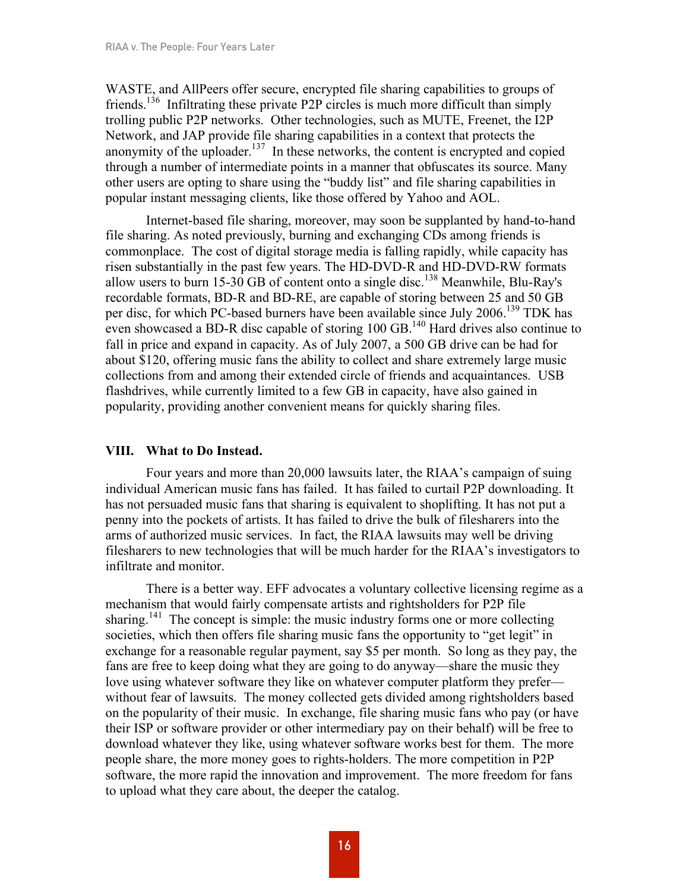WASTE, and AllPeers offer secure, encrypted file sharing capabilities to groups of friends.[136] Infiltrating these private P2P circles is much more difficult than simply trolling public P2P networks. Other technologies, such as MUTE, Freenet, the I2P Network, and JAP provide file sharing capabilities in a context that protects the anonymity of the uploader.[137] In these networks, the content is encrypted and copied through a number of intermediate points in a manner that obfuscates its source. Many other users are opting to share using the "buddy list" and file sharing capabilities in popular instant messaging clients, like those offered by Yahoo and AOL.

Internet-based file sharing, moreover, may soon be supplanted by hand-to-hand file sharing. As noted previously, burning and exchanging CDs among friends is commonplace. The cost of digital storage media is falling rapidly, while capacity has risen substantially in the past few years. The HD-DVD-R and HD-DVD-RW formats allow users to burn 15-30 GB of content onto a single disc.[138] Meanwhile, Blu-Ray's recordable formats, BD-R and BD-RE, are capable of storing between 25 and 50 GB per disc, for which PC-based burners have been available since July 2006.[139] TDK has even showcased a BD-R disc capable of storing 100 GB.[140] Hard drives also continue to fall in price and expand in capacity. As of July 2007, a 500 GB drive can be had for about $120, offering music fans the ability to collect and share extremely large music collections from and among their extended circle of friends and acquaintances. USB flashdrives, while currently limited to a few GB in capacity, have also gained in popularity, providing another convenient means for quickly sharing files.

## VIII. What to Do Instead.

Four years and more than 20,000 lawsuits later, the RIAA's campaign of suing individual American music fans has failed. It has failed to curtail P2P downloading. It has not persuaded music fans that sharing is equivalent to shoplifting. It has not put a penny into the pockets of artists. It has failed to drive the bulk of filesharers into the arms of authorized music services. In fact, the RIAA lawsuits may well be driving filesharers to new technologies that will be much harder for the RIAA's investigators to infiltrate and monitor.

There is a better way. EFF advocates a voluntary collective licensing regime as a mechanism that would fairly compensate artists and rightsholders for P2P file sharing.[141] The concept is simple: the music industry forms one or more collecting societies, which then offers file sharing music fans the opportunity to "get legit" in exchange for a reasonable regular payment, say $5 per month. So long as they pay, the fans are free to keep doing what they are going to do anyway—share the music they love using whatever software they like on whatever computer platform they prefer—without fear of lawsuits. The money collected gets divided among rightsholders based on the popularity of their music. In exchange, file sharing music fans who pay (or have their ISP or software provider or other intermediary pay on their behalf) will be free to download whatever they like, using whatever software works best for them. The more people share, the more money goes to rights-holders. The more competition in P2P software, the more rapid the innovation and improvement. The more freedom for fans to upload what they care about, the deeper the catalog.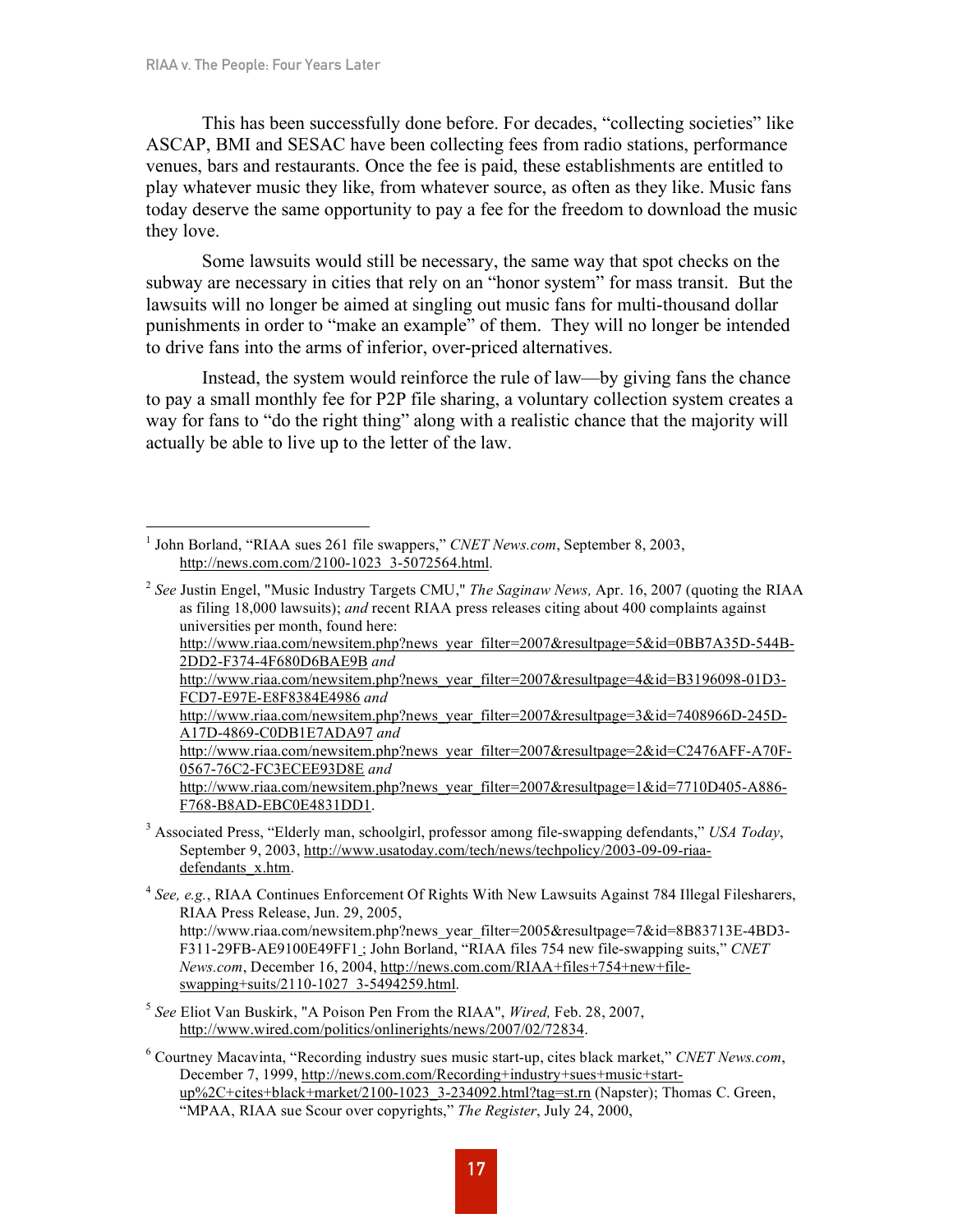This has been successfully done before. For decades, "collecting societies" like ASCAP, BMI and SESAC have been collecting fees from radio stations, performance venues, bars and restaurants. Once the fee is paid, these establishments are entitled to play whatever music they like, from whatever source, as often as they like. Music fans today deserve the same opportunity to pay a fee for the freedom to download the music they love.

Some lawsuits would still be necessary, the same way that spot checks on the subway are necessary in cities that rely on an "honor system" for mass transit. But the lawsuits will no longer be aimed at singling out music fans for multi-thousand dollar punishments in order to "make an example" of them. They will no longer be intended to drive fans into the arms of inferior, over-priced alternatives.

Instead, the system would reinforce the rule of law—by giving fans the chance to pay a small monthly fee for P2P file sharing, a voluntary collection system creates a way for fans to "do the right thing" along with a realistic chance that the majority will actually be able to live up to the letter of the law.

---

[1] John Borland, "RIAA sues 261 file swappers," *CNET News.com*, September 8, 2003, http://news.com.com/2100-1023_3-5072564.html.

[2] *See* Justin Engel, "Music Industry Targets CMU," *The Saginaw News,* Apr. 16, 2007 (quoting the RIAA as filing 18,000 lawsuits); *and* recent RIAA press releases citing about 400 complaints against universities per month, found here: http://www.riaa.com/newsitem.php?news_year_filter=2007&resultpage=5&id=0BB7A35D-544B-2DD2-F374-4F680D6BAE9B *and* http://www.riaa.com/newsitem.php?news_year_filter=2007&resultpage=4&id=B3196098-01D3-FCD7-E97E-E8F8384E4986 *and* http://www.riaa.com/newsitem.php?news_year_filter=2007&resultpage=3&id=7408966D-245D-A17D-4869-C0DB1E7ADA97 *and* http://www.riaa.com/newsitem.php?news_year_filter=2007&resultpage=2&id=C2476AFF-A70F-0567-76C2-FC3ECEE93D8E *and* http://www.riaa.com/newsitem.php?news_year_filter=2007&resultpage=1&id=7710D405-A886-F768-B8AD-EBC0E4831DD1.

[3] Associated Press, "Elderly man, schoolgirl, professor among file-swapping defendants," *USA Today*, September 9, 2003, http://www.usatoday.com/tech/news/techpolicy/2003-09-09-riaa-defendants_x.htm.

[4] *See, e.g.*, RIAA Continues Enforcement Of Rights With New Lawsuits Against 784 Illegal Filesharers, RIAA Press Release, Jun. 29, 2005, http://www.riaa.com/newsitem.php?news_year_filter=2005&resultpage=7&id=8B83713E-4BD3-F311-29FB-AE9100E49FF1_; John Borland, "RIAA files 754 new file-swapping suits," *CNET News.com*, December 16, 2004, http://news.com.com/RIAA+files+754+new+file-swapping+suits/2110-1027_3-5494259.html.

[5] *See* Eliot Van Buskirk, "A Poison Pen From the RIAA", *Wired,* Feb. 28, 2007, http://www.wired.com/politics/onlinerights/news/2007/02/72834.

[6] Courtney Macavinta, "Recording industry sues music start-up, cites black market," *CNET News.com*, December 7, 1999, http://news.com.com/Recording+industry+sues+music+start-up%2C+cites+black+market/2100-1023_3-234092.html?tag=st.rn (Napster); Thomas C. Green, "MPAA, RIAA sue Scour over copyrights," *The Register*, July 24, 2000,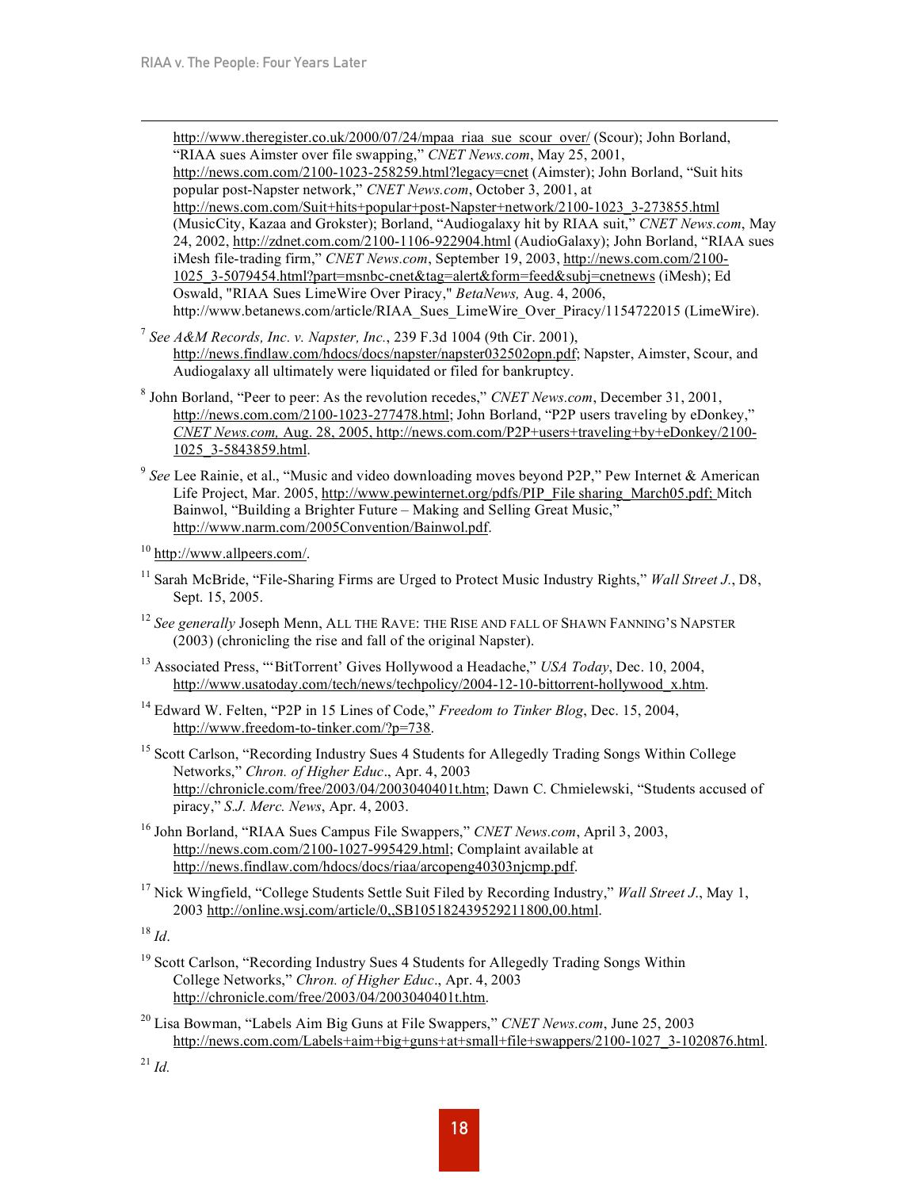http://www.theregister.co.uk/2000/07/24/mpaa_riaa_sue_scour_over/ (Scour); John Borland, "RIAA sues Aimster over file swapping," *CNET News.com*, May 25, 2001, http://news.com.com/2100-1023-258259.html?legacy=cnet (Aimster); John Borland, "Suit hits popular post-Napster network," *CNET News.com*, October 3, 2001, at http://news.com.com/Suit+hits+popular+post-Napster+network/2100-1023_3-273855.html (MusicCity, Kazaa and Grokster); Borland, "Audiogalaxy hit by RIAA suit," *CNET News.com*, May 24, 2002, http://zdnet.com.com/2100-1106-922904.html (AudioGalaxy); John Borland, "RIAA sues iMesh file-trading firm," *CNET News.com*, September 19, 2003, http://news.com.com/2100-1025_3-5079454.html?part=msnbc-cnet&tag=alert&form=feed&subj=cnetnews (iMesh); Ed Oswald, "RIAA Sues LimeWire Over Piracy," *BetaNews,* Aug. 4, 2006, http://www.betanews.com/article/RIAA_Sues_LimeWire_Over_Piracy/1154722015 (LimeWire).

[7] *See A&M Records, Inc. v. Napster, Inc.*, 239 F.3d 1004 (9th Cir. 2001), http://news.findlaw.com/hdocs/docs/napster/napster032502opn.pdf; Napster, Aimster, Scour, and Audiogalaxy all ultimately were liquidated or filed for bankruptcy.

[8] John Borland, "Peer to peer: As the revolution recedes," *CNET News.com*, December 31, 2001, http://news.com.com/2100-1023-277478.html; John Borland, "P2P users traveling by eDonkey," *CNET News.com,* Aug. 28, 2005, http://news.com.com/P2P+users+traveling+by+eDonkey/2100-1025_3-5843859.html.

[9] *See* Lee Rainie, et al., "Music and video downloading moves beyond P2P," Pew Internet & American Life Project, Mar. 2005, http://www.pewinternet.org/pdfs/PIP_File sharing_March05.pdf; Mitch Bainwol, "Building a Brighter Future – Making and Selling Great Music," http://www.narm.com/2005Convention/Bainwol.pdf.

[10] http://www.allpeers.com/.

[11] Sarah McBride, "File-Sharing Firms are Urged to Protect Music Industry Rights," *Wall Street J.*, D8, Sept. 15, 2005.

[12] *See generally* Joseph Menn, ALL THE RAVE: THE RISE AND FALL OF SHAWN FANNING'S NAPSTER (2003) (chronicling the rise and fall of the original Napster).

[13] Associated Press, "'BitTorrent' Gives Hollywood a Headache," *USA Today*, Dec. 10, 2004, http://www.usatoday.com/tech/news/techpolicy/2004-12-10-bittorrent-hollywood_x.htm.

[14] Edward W. Felten, "P2P in 15 Lines of Code," *Freedom to Tinker Blog*, Dec. 15, 2004, http://www.freedom-to-tinker.com/?p=738.

[15] Scott Carlson, "Recording Industry Sues 4 Students for Allegedly Trading Songs Within College Networks," *Chron. of Higher Educ*., Apr. 4, 2003 http://chronicle.com/free/2003/04/2003040401t.htm; Dawn C. Chmielewski, "Students accused of piracy," *S.J. Merc. News*, Apr. 4, 2003.

[16] John Borland, "RIAA Sues Campus File Swappers," *CNET News.com*, April 3, 2003, http://news.com.com/2100-1027-995429.html; Complaint available at http://news.findlaw.com/hdocs/docs/riaa/arcopeng40303njcmp.pdf.

[17] Nick Wingfield, "College Students Settle Suit Filed by Recording Industry," *Wall Street J.*, May 1, 2003 http://online.wsj.com/article/0,,SB105182439529211800,00.html.

[18] *Id*.

[19] Scott Carlson, "Recording Industry Sues 4 Students for Allegedly Trading Songs Within College Networks," *Chron. of Higher Educ*., Apr. 4, 2003 http://chronicle.com/free/2003/04/2003040401t.htm.

[20] Lisa Bowman, "Labels Aim Big Guns at File Swappers," *CNET News.com*, June 25, 2003 http://news.com.com/Labels+aim+big+guns+at+small+file+swappers/2100-1027_3-1020876.html.

[21] *Id.*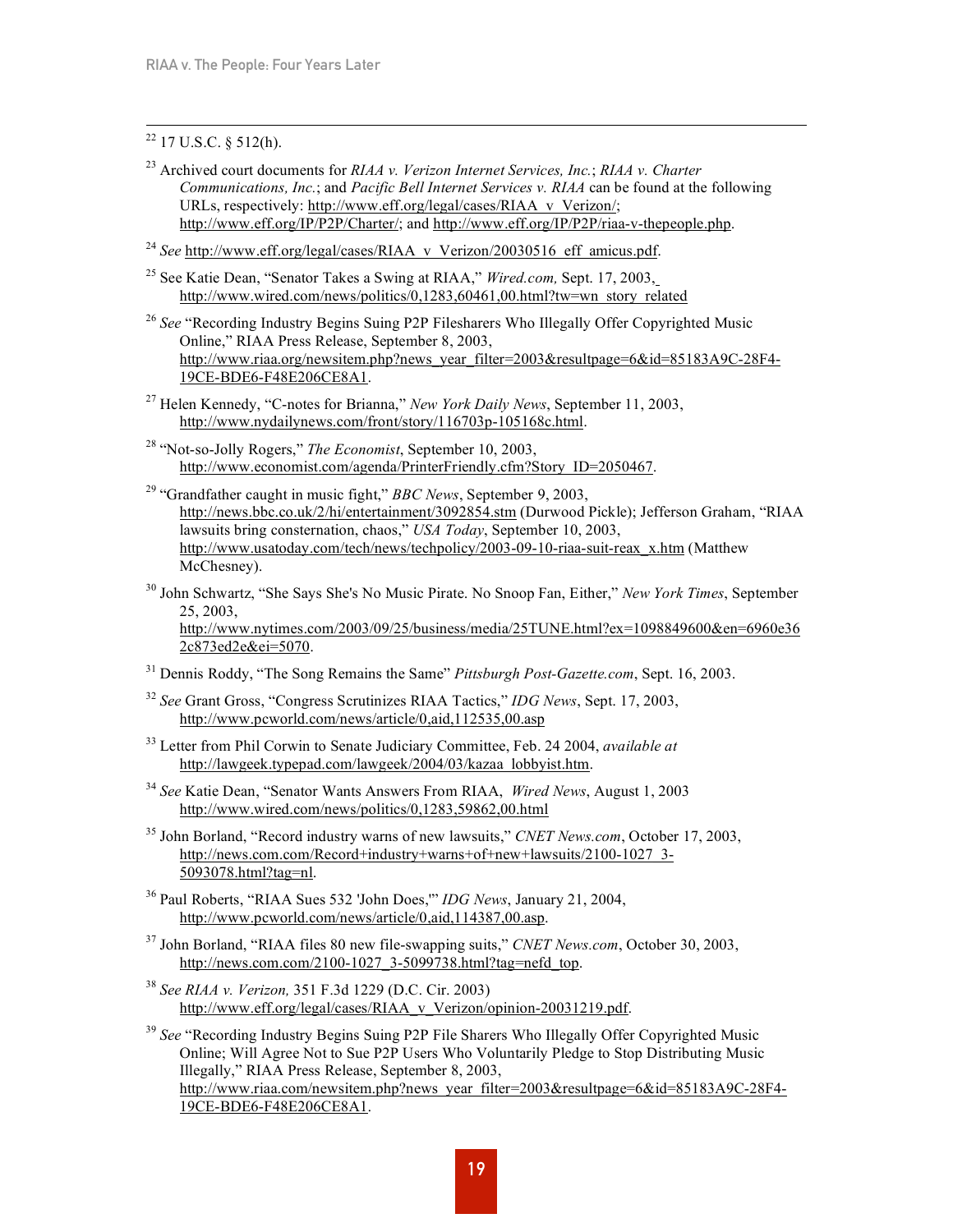[22] 17 U.S.C. § 512(h).

[23] Archived court documents for *RIAA v. Verizon Internet Services, Inc.*; *RIAA v. Charter Communications, Inc.*; and *Pacific Bell Internet Services v. RIAA* can be found at the following URLs, respectively: http://www.eff.org/legal/cases/RIAA_v_Verizon/; http://www.eff.org/IP/P2P/Charter/; and http://www.eff.org/IP/P2P/riaa-v-thepeople.php.

[24] *See* http://www.eff.org/legal/cases/RIAA_v_Verizon/20030516_eff_amicus.pdf.

[25] See Katie Dean, "Senator Takes a Swing at RIAA," *Wired.com,* Sept. 17, 2003, http://www.wired.com/news/politics/0,1283,60461,00.html?tw=wn_story_related

[26] *See* "Recording Industry Begins Suing P2P Filesharers Who Illegally Offer Copyrighted Music Online," RIAA Press Release, September 8, 2003, http://www.riaa.org/newsitem.php?news_year_filter=2003&resultpage=6&id=85183A9C-28F4-19CE-BDE6-F48E206CE8A1.

[27] Helen Kennedy, "C-notes for Brianna," *New York Daily News*, September 11, 2003, http://www.nydailynews.com/front/story/116703p-105168c.html.

[28] "Not-so-Jolly Rogers," *The Economist*, September 10, 2003, http://www.economist.com/agenda/PrinterFriendly.cfm?Story_ID=2050467.

[29] "Grandfather caught in music fight," *BBC News*, September 9, 2003, http://news.bbc.co.uk/2/hi/entertainment/3092854.stm (Durwood Pickle); Jefferson Graham, "RIAA lawsuits bring consternation, chaos," *USA Today*, September 10, 2003, http://www.usatoday.com/tech/news/techpolicy/2003-09-10-riaa-suit-reax_x.htm (Matthew McChesney).

[30] John Schwartz, "She Says She's No Music Pirate. No Snoop Fan, Either," *New York Times*, September 25, 2003, http://www.nytimes.com/2003/09/25/business/media/25TUNE.html?ex=1098849600&en=6960e362c873ed2e&ei=5070.

[31] Dennis Roddy, "The Song Remains the Same" *Pittsburgh Post-Gazette.com*, Sept. 16, 2003.

[32] *See* Grant Gross, "Congress Scrutinizes RIAA Tactics," *IDG News*, Sept. 17, 2003, http://www.pcworld.com/news/article/0,aid,112535,00.asp

[33] Letter from Phil Corwin to Senate Judiciary Committee, Feb. 24 2004, *available at* http://lawgeek.typepad.com/lawgeek/2004/03/kazaa_lobbyist.htm.

[34] *See* Katie Dean, "Senator Wants Answers From RIAA, *Wired News*, August 1, 2003 http://www.wired.com/news/politics/0,1283,59862,00.html

[35] John Borland, "Record industry warns of new lawsuits," *CNET News.com*, October 17, 2003, http://news.com.com/Record+industry+warns+of+new+lawsuits/2100-1027_3-5093078.html?tag=nl.

[36] Paul Roberts, "RIAA Sues 532 'John Does,'" *IDG News*, January 21, 2004, http://www.pcworld.com/news/article/0,aid,114387,00.asp.

[37] John Borland, "RIAA files 80 new file-swapping suits," *CNET News.com*, October 30, 2003, http://news.com.com/2100-1027_3-5099738.html?tag=nefd_top.

[38] *See RIAA v. Verizon,* 351 F.3d 1229 (D.C. Cir. 2003) http://www.eff.org/legal/cases/RIAA_v_Verizon/opinion-20031219.pdf.

[39] *See* "Recording Industry Begins Suing P2P File Sharers Who Illegally Offer Copyrighted Music Online; Will Agree Not to Sue P2P Users Who Voluntarily Pledge to Stop Distributing Music Illegally," RIAA Press Release, September 8, 2003, http://www.riaa.com/newsitem.php?news_year_filter=2003&resultpage=6&id=85183A9C-28F4-19CE-BDE6-F48E206CE8A1.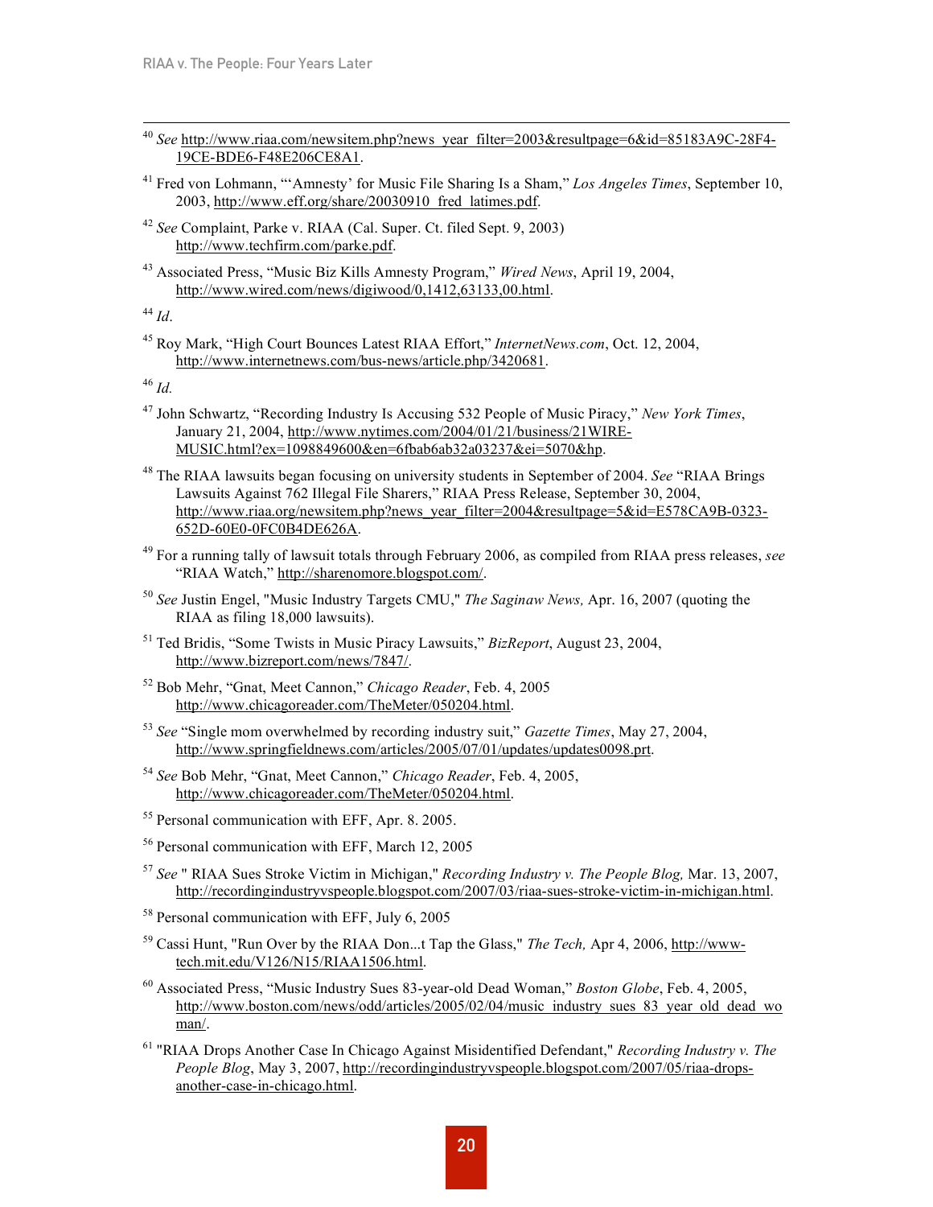[40] *See* http://www.riaa.com/newsitem.php?news_year_filter=2003&resultpage=6&id=85183A9C-28F4-19CE-BDE6-F48E206CE8A1.

[41] Fred von Lohmann, "'Amnesty' for Music File Sharing Is a Sham," *Los Angeles Times*, September 10, 2003, http://www.eff.org/share/20030910_fred_latimes.pdf.

[42] *See* Complaint, Parke v. RIAA (Cal. Super. Ct. filed Sept. 9, 2003) http://www.techfirm.com/parke.pdf.

[43] Associated Press, "Music Biz Kills Amnesty Program," *Wired News*, April 19, 2004, http://www.wired.com/news/digiwood/0,1412,63133,00.html.

[44] *Id*.

[45] Roy Mark, "High Court Bounces Latest RIAA Effort," *InternetNews.com*, Oct. 12, 2004, http://www.internetnews.com/bus-news/article.php/3420681.

[46] *Id.*

[47] John Schwartz, "Recording Industry Is Accusing 532 People of Music Piracy," *New York Times*, January 21, 2004, http://www.nytimes.com/2004/01/21/business/21WIRE-MUSIC.html?ex=1098849600&en=6fbab6ab32a03237&ei=5070&hp.

[48] The RIAA lawsuits began focusing on university students in September of 2004. *See* "RIAA Brings Lawsuits Against 762 Illegal File Sharers," RIAA Press Release, September 30, 2004, http://www.riaa.org/newsitem.php?news_year_filter=2004&resultpage=5&id=E578CA9B-0323-652D-60E0-0FC0B4DE626A.

[49] For a running tally of lawsuit totals through February 2006, as compiled from RIAA press releases, *see* "RIAA Watch," http://sharenomore.blogspot.com/.

[50] *See* Justin Engel, "Music Industry Targets CMU," *The Saginaw News,* Apr. 16, 2007 (quoting the RIAA as filing 18,000 lawsuits).

[51] Ted Bridis, "Some Twists in Music Piracy Lawsuits," *BizReport*, August 23, 2004, http://www.bizreport.com/news/7847/.

[52] Bob Mehr, "Gnat, Meet Cannon," *Chicago Reader*, Feb. 4, 2005 http://www.chicagoreader.com/TheMeter/050204.html.

[53] *See* "Single mom overwhelmed by recording industry suit," *Gazette Times*, May 27, 2004, http://www.springfieldnews.com/articles/2005/07/01/updates/updates0098.prt.

[54] *See* Bob Mehr, "Gnat, Meet Cannon," *Chicago Reader*, Feb. 4, 2005, http://www.chicagoreader.com/TheMeter/050204.html.

[55] Personal communication with EFF, Apr. 8. 2005.

[56] Personal communication with EFF, March 12, 2005

[57] *See* " RIAA Sues Stroke Victim in Michigan," *Recording Industry v. The People Blog,* Mar. 13, 2007, http://recordingindustryvspeople.blogspot.com/2007/03/riaa-sues-stroke-victim-in-michigan.html.

[58] Personal communication with EFF, July 6, 2005

[59] Cassi Hunt, "Run Over by the RIAA Don...t Tap the Glass," *The Tech,* Apr 4, 2006, http://www-tech.mit.edu/V126/N15/RIAA1506.html.

[60] Associated Press, "Music Industry Sues 83-year-old Dead Woman," *Boston Globe*, Feb. 4, 2005, http://www.boston.com/news/odd/articles/2005/02/04/music_industry_sues_83_year_old_dead_woman/.

[61] "RIAA Drops Another Case In Chicago Against Misidentified Defendant," *Recording Industry v. The People Blog*, May 3, 2007, http://recordingindustryvspeople.blogspot.com/2007/05/riaa-drops-another-case-in-chicago.html.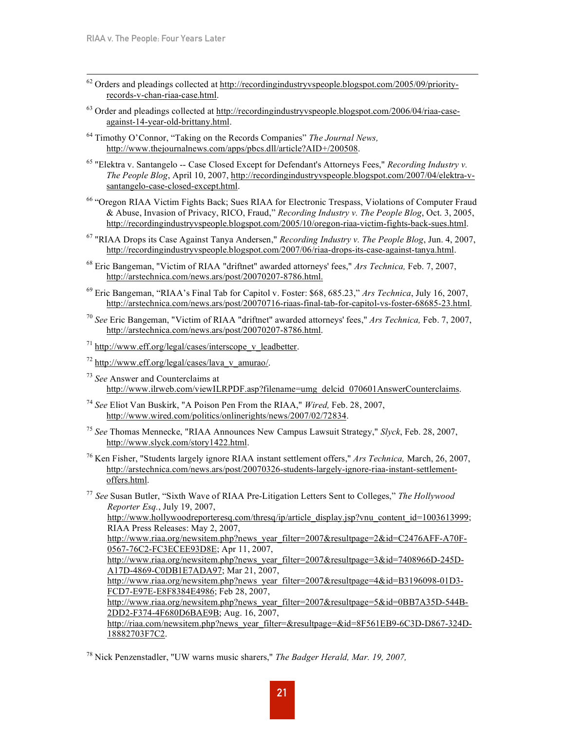[62] Orders and pleadings collected at http://recordingindustryvspeople.blogspot.com/2005/09/priority-records-v-chan-riaa-case.html.

[63] Order and pleadings collected at http://recordingindustryvspeople.blogspot.com/2006/04/riaa-case-against-14-year-old-brittany.html.

[64] Timothy O'Connor, "Taking on the Records Companies" *The Journal News,* http://www.thejournalnews.com/apps/pbcs.dll/article?AID+/200508.

[65] "Elektra v. Santangelo -- Case Closed Except for Defendant's Attorneys Fees," *Recording Industry v. The People Blog*, April 10, 2007, http://recordingindustryvspeople.blogspot.com/2007/04/elektra-v-santangelo-case-closed-except.html.

[66] "Oregon RIAA Victim Fights Back; Sues RIAA for Electronic Trespass, Violations of Computer Fraud & Abuse, Invasion of Privacy, RICO, Fraud," *Recording Industry v. The People Blog*, Oct. 3, 2005, http://recordingindustryvspeople.blogspot.com/2005/10/oregon-riaa-victim-fights-back-sues.html.

[67] "RIAA Drops its Case Against Tanya Andersen," *Recording Industry v. The People Blog*, Jun. 4, 2007, http://recordingindustryvspeople.blogspot.com/2007/06/riaa-drops-its-case-against-tanya.html.

[68] Eric Bangeman, "Victim of RIAA "driftnet" awarded attorneys' fees," *Ars Technica,* Feb. 7, 2007, http://arstechnica.com/news.ars/post/20070207-8786.html.

[69] Eric Bangeman, "RIAA's Final Tab for Capitol v. Foster: $68, 685.23," *Ars Technica*, July 16, 2007, http://arstechnica.com/news.ars/post/20070716-riaas-final-tab-for-capitol-vs-foster-68685-23.html.

[70] *See* Eric Bangeman, "Victim of RIAA "driftnet" awarded attorneys' fees," *Ars Technica,* Feb. 7, 2007, http://arstechnica.com/news.ars/post/20070207-8786.html.

[71] http://www.eff.org/legal/cases/interscope_v_leadbetter.

[72] http://www.eff.org/legal/cases/lava_v_amurao/.

[73] *See* Answer and Counterclaims at http://www.ilrweb.com/viewILRPDF.asp?filename=umg_delcid_070601AnswerCounterclaims.

[74] *See* Eliot Van Buskirk, "A Poison Pen From the RIAA," *Wired,* Feb. 28, 2007, http://www.wired.com/politics/onlinerights/news/2007/02/72834.

[75] *See* Thomas Mennecke, "RIAA Announces New Campus Lawsuit Strategy," *Slyck*, Feb. 28, 2007, http://www.slyck.com/story1422.html.

[76] Ken Fisher, "Students largely ignore RIAA instant settlement offers," *Ars Technica,* March, 26, 2007, http://arstechnica.com/news.ars/post/20070326-students-largely-ignore-riaa-instant-settlement-offers.html.

[77] *See* Susan Butler, "Sixth Wave of RIAA Pre-Litigation Letters Sent to Colleges," *The Hollywood Reporter Esq.*, July 19, 2007, http://www.hollywoodreporteresq.com/thresq/ip/article_display.jsp?vnu_content_id=1003613999; RIAA Press Releases: May 2, 2007, http://www.riaa.org/newsitem.php?news_year_filter=2007&resultpage=2&id=C2476AFF-A70F-0567-76C2-FC3ECEE93D8E; Apr 11, 2007, http://www.riaa.org/newsitem.php?news_year_filter=2007&resultpage=3&id=7408966D-245D-A17D-4869-C0DB1E7ADA97; Mar 21, 2007, http://www.riaa.org/newsitem.php?news_year_filter=2007&resultpage=4&id=B3196098-01D3-FCD7-E97E-E8F8384E4986; Feb 28, 2007, http://www.riaa.org/newsitem.php?news_year_filter=2007&resultpage=5&id=0BB7A35D-544B-2DD2-F374-4F680D6BAE9B; Aug. 16, 2007, http://riaa.com/newsitem.php?news_year_filter=&resultpage=&id=8F561EB9-6C3D-D867-324D-18882703F7C2.

[78] Nick Penzenstadler, "UW warns music sharers," *The Badger Herald, Mar. 19, 2007,*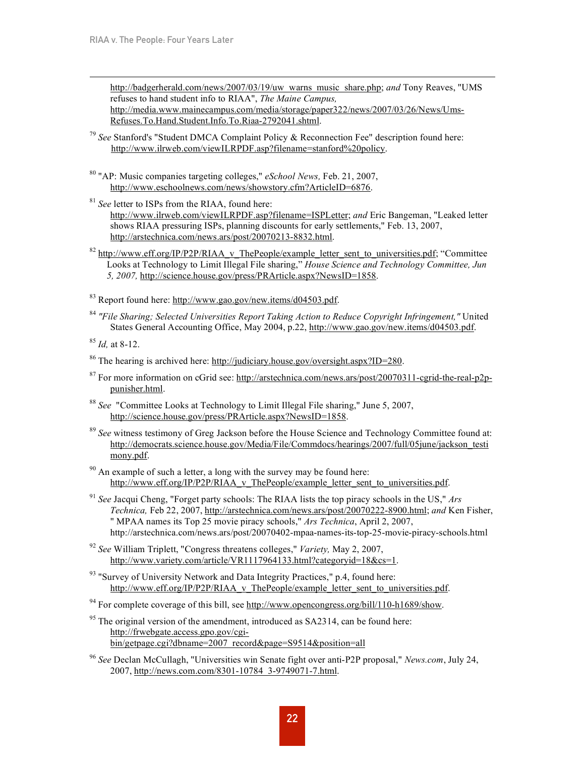http://badgerherald.com/news/2007/03/19/uw_warns_music_share.php; *and* Tony Reaves, "UMS refuses to hand student info to RIAA", *The Maine Campus,* http://media.www.mainecampus.com/media/storage/paper322/news/2007/03/26/News/Ums-Refuses.To.Hand.Student.Info.To.Riaa-2792041.shtml.

[79] *See* Stanford's "Student DMCA Complaint Policy & Reconnection Fee" description found here: http://www.ilrweb.com/viewILRPDF.asp?filename=stanford%20policy.

[80] "AP: Music companies targeting colleges," *eSchool News,* Feb. 21, 2007, http://www.eschoolnews.com/news/showstory.cfm?ArticleID=6876.

[81] *See* letter to ISPs from the RIAA, found here: http://www.ilrweb.com/viewILRPDF.asp?filename=ISPLetter; *and* Eric Bangeman, "Leaked letter shows RIAA pressuring ISPs, planning discounts for early settlements," Feb. 13, 2007, http://arstechnica.com/news.ars/post/20070213-8832.html.

[82] http://www.eff.org/IP/P2P/RIAA_v_ThePeople/example_letter_sent_to_universities.pdf; "Committee Looks at Technology to Limit Illegal File sharing," *House Science and Technology Committee, Jun 5, 2007,* http://science.house.gov/press/PRArticle.aspx?NewsID=1858.

[83] Report found here: http://www.gao.gov/new.items/d04503.pdf.

[84] *"File Sharing; Selected Universities Report Taking Action to Reduce Copyright Infringement,"* United States General Accounting Office, May 2004, p.22, http://www.gao.gov/new.items/d04503.pdf.

[85] *Id,* at 8-12.

[86] The hearing is archived here: http://judiciary.house.gov/oversight.aspx?ID=280.

[87] For more information on cGrid see: http://arstechnica.com/news.ars/post/20070311-cgrid-the-real-p2p-punisher.html.

[88] *See* "Committee Looks at Technology to Limit Illegal File sharing," June 5, 2007, http://science.house.gov/press/PRArticle.aspx?NewsID=1858.

[89] *See* witness testimony of Greg Jackson before the House Science and Technology Committee found at: http://democrats.science.house.gov/Media/File/Commdocs/hearings/2007/full/05june/jackson_testimony.pdf.

[90] An example of such a letter, a long with the survey may be found here: http://www.eff.org/IP/P2P/RIAA_v_ThePeople/example_letter_sent_to_universities.pdf.

[91] *See* Jacqui Cheng, "Forget party schools: The RIAA lists the top piracy schools in the US," *Ars Technica,* Feb 22, 2007, http://arstechnica.com/news.ars/post/20070222-8900.html; *and* Ken Fisher, " MPAA names its Top 25 movie piracy schools," *Ars Technica*, April 2, 2007, http://arstechnica.com/news.ars/post/20070402-mpaa-names-its-top-25-movie-piracy-schools.html

[92] *See* William Triplett, "Congress threatens colleges," *Variety,* May 2, 2007, http://www.variety.com/article/VR1117964133.html?categoryid=18&cs=1.

[93] "Survey of University Network and Data Integrity Practices," p.4, found here: http://www.eff.org/IP/P2P/RIAA_v_ThePeople/example_letter_sent_to_universities.pdf.

[94] For complete coverage of this bill, see http://www.opencongress.org/bill/110-h1689/show.

[95] The original version of the amendment, introduced as SA2314, can be found here: http://frwebgate.access.gpo.gov/cgi-bin/getpage.cgi?dbname=2007_record&page=S9514&position=all

[96] *See* Declan McCullagh, "Universities win Senate fight over anti-P2P proposal," *News.com*, July 24, 2007, http://news.com.com/8301-10784_3-9749071-7.html.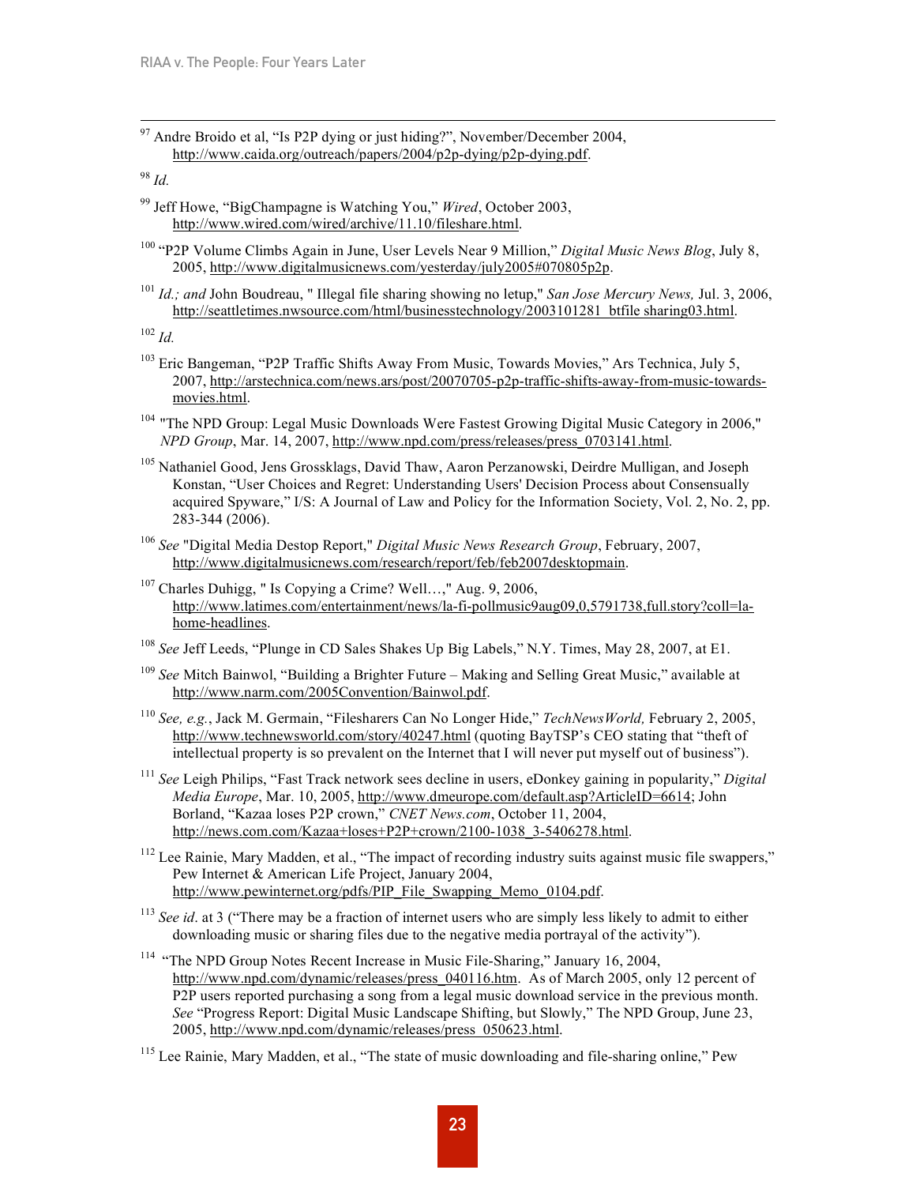[97] Andre Broido et al, "Is P2P dying or just hiding?", November/December 2004, http://www.caida.org/outreach/papers/2004/p2p-dying/p2p-dying.pdf.

[98] *Id.*

[99] Jeff Howe, "BigChampagne is Watching You," *Wired*, October 2003, http://www.wired.com/wired/archive/11.10/fileshare.html.

[100] "P2P Volume Climbs Again in June, User Levels Near 9 Million," *Digital Music News Blog*, July 8, 2005, http://www.digitalmusicnews.com/yesterday/july2005#070805p2p.

[101] *Id.; and* John Boudreau, " Illegal file sharing showing no letup," *San Jose Mercury News,* Jul. 3, 2006, http://seattletimes.nwsource.com/html/businesstechnology/2003101281_btfile sharing03.html.

[102] *Id.*

[103] Eric Bangeman, "P2P Traffic Shifts Away From Music, Towards Movies," Ars Technica, July 5, 2007, http://arstechnica.com/news.ars/post/20070705-p2p-traffic-shifts-away-from-music-towards-movies.html.

[104] "The NPD Group: Legal Music Downloads Were Fastest Growing Digital Music Category in 2006," *NPD Group*, Mar. 14, 2007, http://www.npd.com/press/releases/press_0703141.html.

[105] Nathaniel Good, Jens Grossklags, David Thaw, Aaron Perzanowski, Deirdre Mulligan, and Joseph Konstan, "User Choices and Regret: Understanding Users' Decision Process about Consensually acquired Spyware," I/S: A Journal of Law and Policy for the Information Society, Vol. 2, No. 2, pp. 283-344 (2006).

[106] *See* "Digital Media Destop Report," *Digital Music News Research Group*, February, 2007, http://www.digitalmusicnews.com/research/report/feb/feb2007desktopmain.

[107] Charles Duhigg, " Is Copying a Crime? Well…," Aug. 9, 2006, http://www.latimes.com/entertainment/news/la-fi-pollmusic9aug09,0,5791738,full.story?coll=la-home-headlines.

[108] *See* Jeff Leeds, "Plunge in CD Sales Shakes Up Big Labels," N.Y. Times, May 28, 2007, at E1.

[109] *See* Mitch Bainwol, "Building a Brighter Future – Making and Selling Great Music," available at http://www.narm.com/2005Convention/Bainwol.pdf.

[110] *See, e.g.*, Jack M. Germain, "Filesharers Can No Longer Hide," *TechNewsWorld,* February 2, 2005, http://www.technewsworld.com/story/40247.html (quoting BayTSP's CEO stating that "theft of intellectual property is so prevalent on the Internet that I will never put myself out of business").

[111] *See* Leigh Philips, "Fast Track network sees decline in users, eDonkey gaining in popularity," *Digital Media Europe*, Mar. 10, 2005, http://www.dmeurope.com/default.asp?ArticleID=6614; John Borland, "Kazaa loses P2P crown," *CNET News.com*, October 11, 2004, http://news.com.com/Kazaa+loses+P2P+crown/2100-1038_3-5406278.html.

[112] Lee Rainie, Mary Madden, et al., "The impact of recording industry suits against music file swappers," Pew Internet & American Life Project, January 2004, http://www.pewinternet.org/pdfs/PIP_File_Swapping_Memo_0104.pdf.

[113] *See id*. at 3 ("There may be a fraction of internet users who are simply less likely to admit to either downloading music or sharing files due to the negative media portrayal of the activity").

[114] "The NPD Group Notes Recent Increase in Music File-Sharing," January 16, 2004, http://www.npd.com/dynamic/releases/press_040116.htm. As of March 2005, only 12 percent of P2P users reported purchasing a song from a legal music download service in the previous month. *See* "Progress Report: Digital Music Landscape Shifting, but Slowly," The NPD Group, June 23, 2005, http://www.npd.com/dynamic/releases/press_050623.html.

[115] Lee Rainie, Mary Madden, et al., "The state of music downloading and file-sharing online," Pew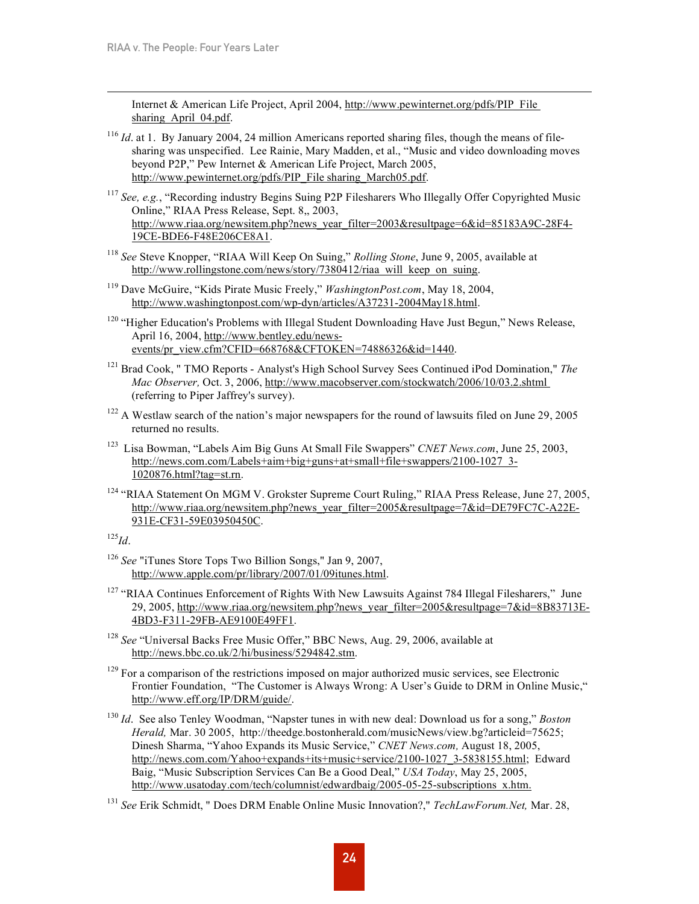Internet & American Life Project, April 2004, http://www.pewinternet.org/pdfs/PIP_File_sharing_April_04.pdf.

[116] *Id*. at 1. By January 2004, 24 million Americans reported sharing files, though the means of file-sharing was unspecified. Lee Rainie, Mary Madden, et al., "Music and video downloading moves beyond P2P," Pew Internet & American Life Project, March 2005, http://www.pewinternet.org/pdfs/PIP_File sharing_March05.pdf.

[117] *See, e.g.*, "Recording industry Begins Suing P2P Filesharers Who Illegally Offer Copyrighted Music Online," RIAA Press Release, Sept. 8,, 2003, http://www.riaa.org/newsitem.php?news_year_filter=2003&resultpage=6&id=85183A9C-28F4-19CE-BDE6-F48E206CE8A1.

[118] *See* Steve Knopper, "RIAA Will Keep On Suing," *Rolling Stone*, June 9, 2005, available at http://www.rollingstone.com/news/story/7380412/riaa_will_keep_on_suing.

[119] Dave McGuire, "Kids Pirate Music Freely," *WashingtonPost.com*, May 18, 2004, http://www.washingtonpost.com/wp-dyn/articles/A37231-2004May18.html.

[120] "Higher Education's Problems with Illegal Student Downloading Have Just Begun," News Release, April 16, 2004, http://www.bentley.edu/news-events/pr_view.cfm?CFID=668768&CFTOKEN=74886326&id=1440.

[121] Brad Cook, " TMO Reports - Analyst's High School Survey Sees Continued iPod Domination," *The Mac Observer,* Oct. 3, 2006, http://www.macobserver.com/stockwatch/2006/10/03.2.shtml (referring to Piper Jaffrey's survey).

[122] A Westlaw search of the nation's major newspapers for the round of lawsuits filed on June 29, 2005 returned no results.

[123] Lisa Bowman, "Labels Aim Big Guns At Small File Swappers" *CNET News.com*, June 25, 2003, http://news.com.com/Labels+aim+big+guns+at+small+file+swappers/2100-1027_3-1020876.html?tag=st.rn.

[124] "RIAA Statement On MGM V. Grokster Supreme Court Ruling," RIAA Press Release, June 27, 2005, http://www.riaa.org/newsitem.php?news_year_filter=2005&resultpage=7&id=DE79FC7C-A22E-931E-CF31-59E03950450C.

[125] *Id*.

[126] *See* "iTunes Store Tops Two Billion Songs," Jan 9, 2007, http://www.apple.com/pr/library/2007/01/09itunes.html.

[127] "RIAA Continues Enforcement of Rights With New Lawsuits Against 784 Illegal Filesharers," June 29, 2005, http://www.riaa.org/newsitem.php?news_year_filter=2005&resultpage=7&id=8B83713E-4BD3-F311-29FB-AE9100E49FF1.

[128] *See* "Universal Backs Free Music Offer," BBC News, Aug. 29, 2006, available at http://news.bbc.co.uk/2/hi/business/5294842.stm.

[129] For a comparison of the restrictions imposed on major authorized music services, see Electronic Frontier Foundation, "The Customer is Always Wrong: A User's Guide to DRM in Online Music," http://www.eff.org/IP/DRM/guide/.

[130] *Id*. See also Tenley Woodman, "Napster tunes in with new deal: Download us for a song," *Boston Herald,* Mar. 30 2005, http://theedge.bostonherald.com/musicNews/view.bg?articleid=75625; Dinesh Sharma, "Yahoo Expands its Music Service," *CNET News.com,* August 18, 2005, http://news.com.com/Yahoo+expands+its+music+service/2100-1027_3-5838155.html; Edward Baig, "Music Subscription Services Can Be a Good Deal," *USA Today*, May 25, 2005, http://www.usatoday.com/tech/columnist/edwardbaig/2005-05-25-subscriptions_x.htm.

[131] *See* Erik Schmidt, " Does DRM Enable Online Music Innovation?," *TechLawForum.Net,* Mar. 28,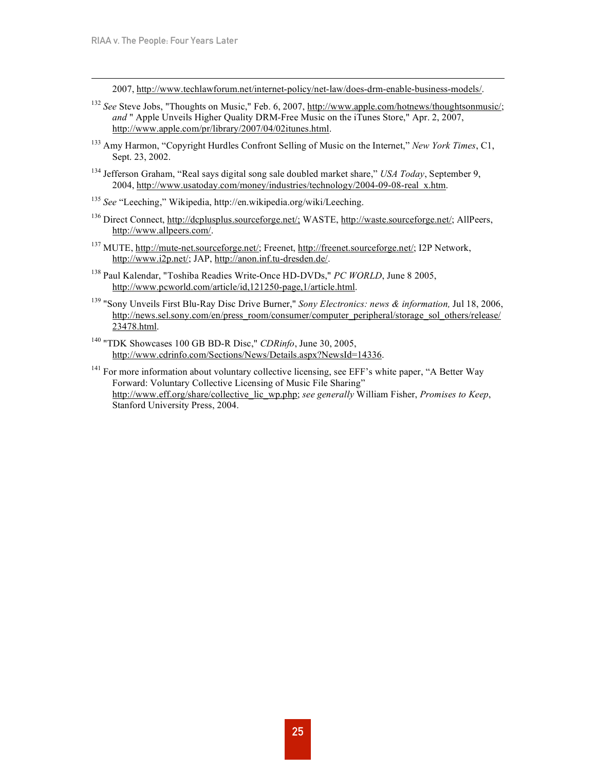2007, http://www.techlawforum.net/internet-policy/net-law/does-drm-enable-business-models/.

[132] *See* Steve Jobs, "Thoughts on Music," Feb. 6, 2007, http://www.apple.com/hotnews/thoughtsonmusic/; *and* " Apple Unveils Higher Quality DRM-Free Music on the iTunes Store," Apr. 2, 2007, http://www.apple.com/pr/library/2007/04/02itunes.html.

[133] Amy Harmon, "Copyright Hurdles Confront Selling of Music on the Internet," *New York Times*, C1, Sept. 23, 2002.

[134] Jefferson Graham, "Real says digital song sale doubled market share," *USA Today*, September 9, 2004, http://www.usatoday.com/money/industries/technology/2004-09-08-real_x.htm.

[135] *See* "Leeching," Wikipedia, http://en.wikipedia.org/wiki/Leeching.

[136] Direct Connect, http://dcplusplus.sourceforge.net/; WASTE, http://waste.sourceforge.net/; AllPeers, http://www.allpeers.com/.

[137] MUTE, http://mute-net.sourceforge.net/; Freenet, http://freenet.sourceforge.net/; I2P Network, http://www.i2p.net/; JAP, http://anon.inf.tu-dresden.de/.

[138] Paul Kalendar, "Toshiba Readies Write-Once HD-DVDs," *PC WORLD*, June 8 2005, http://www.pcworld.com/article/id,121250-page,1/article.html.

[139] "Sony Unveils First Blu-Ray Disc Drive Burner," *Sony Electronics: news & information,* Jul 18, 2006, http://news.sel.sony.com/en/press_room/consumer/computer_peripheral/storage_sol_others/release/23478.html.

[140] "TDK Showcases 100 GB BD-R Disc," *CDRinfo*, June 30, 2005, http://www.cdrinfo.com/Sections/News/Details.aspx?NewsId=14336.

[141] For more information about voluntary collective licensing, see EFF's white paper, "A Better Way Forward: Voluntary Collective Licensing of Music File Sharing" http://www.eff.org/share/collective_lic_wp.php; *see generally* William Fisher, *Promises to Keep*, Stanford University Press, 2004.